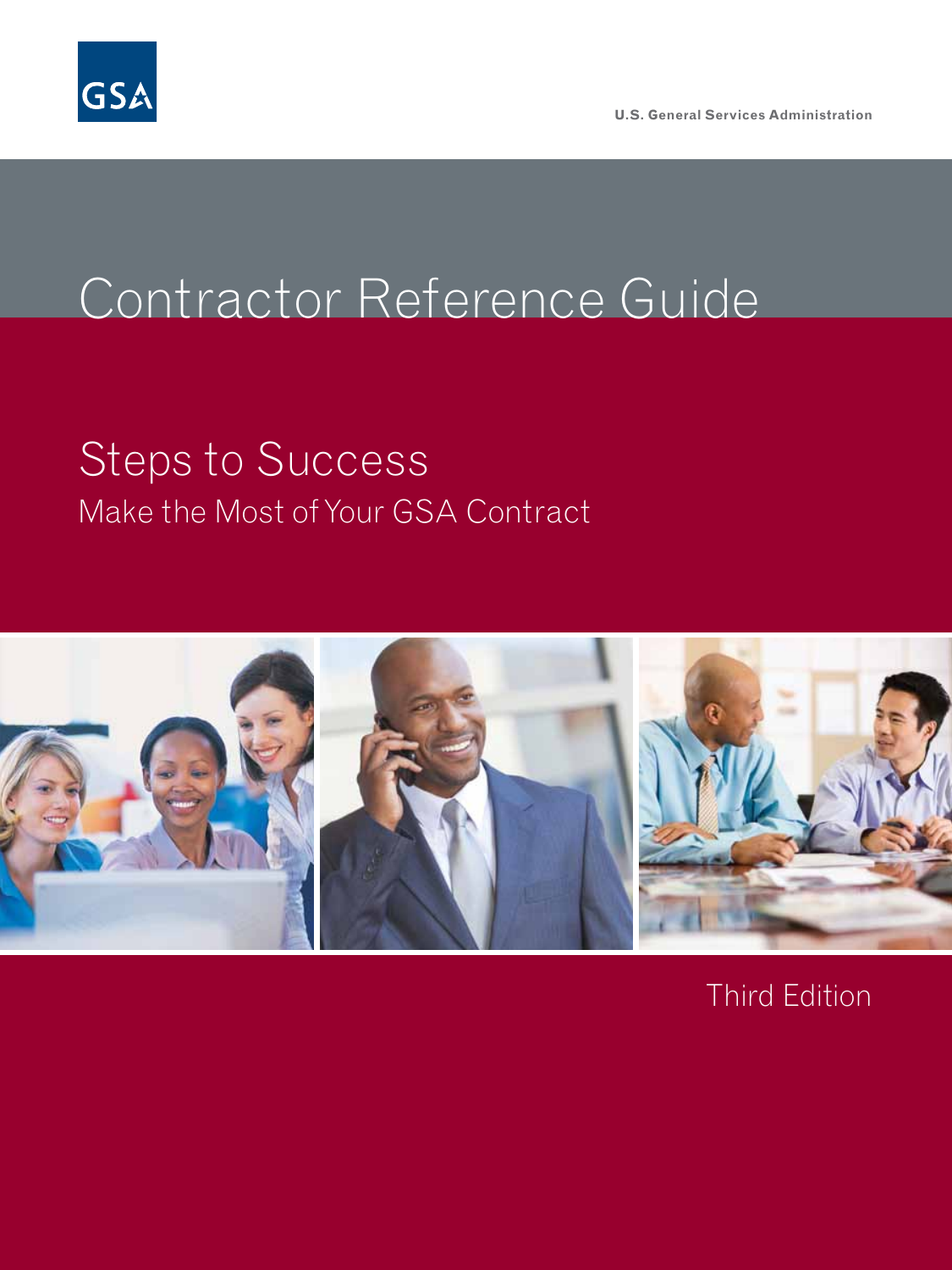GSA

U.S. General Services Administration

# Contractor Reference Guide

## Steps to Success

### Make the Most of Your GSA Contract

Third Edition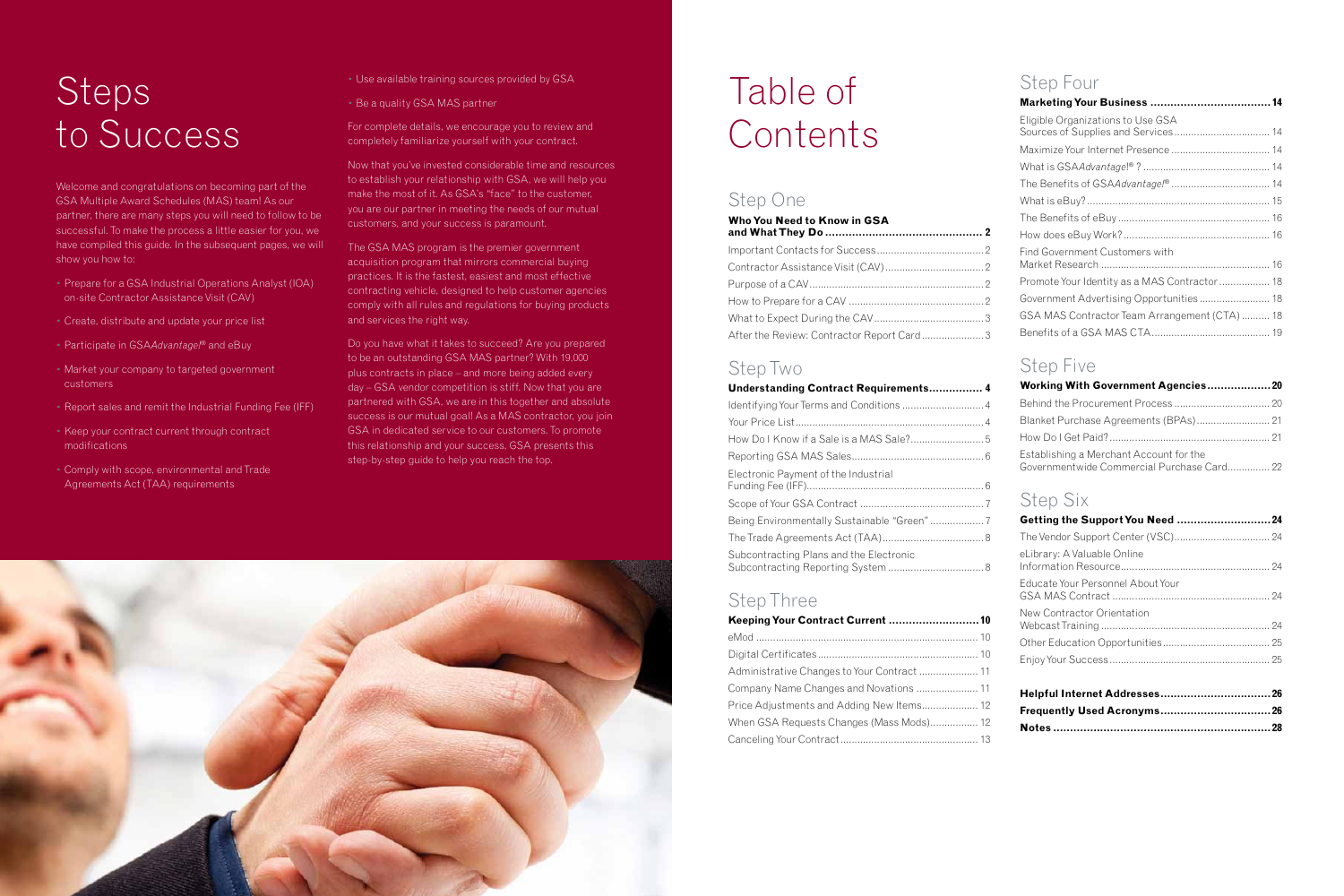# Steps to Success

Welcome and congratulations on becoming part of the GSA Multiple Award Schedules (MAS) team! As our partner, there are many steps you will need to follow to be successful. To make the process a little easier for you, we have compiled this guide. In the subsequent pages, we will show you how to:

- Prepare for a GSA Industrial Operations Analyst (IOA) on-site Contractor Assistance Visit (CAV)
- Create, distribute and update your price list
- Participate in GSA*Advantage!*® and eBuy
- Market your company to targeted government customers
- Report sales and remit the Industrial Funding Fee (IFF)
- Keep your contract current through contract modifications
- Comply with scope, environmental and Trade Agreements Act (TAA) requirements
- Use available training sources provided by GSA
- Be a quality GSA MAS partner

For complete details, we encourage you to review and completely familiarize yourself with your contract.

Now that you've invested considerable time and resources to establish your relationship with GSA, we will help you make the most of it. As GSA's "face" to the customer, you are our partner in meeting the needs of our mutual customers, and your success is paramount.

The GSA MAS program is the premier government acquisition program that mirrors commercial buying practices. It is the fastest, easiest and most effective contracting vehicle, designed to help customer agencies comply with all rules and regulations for buying products and services the right way.

Do you have what it takes to succeed? Are you prepared to be an outstanding GSA MAS partner? With 19,000 plus contracts in place – and more being added every day – GSA vendor competition is stiff. Now that you are partnered with GSA, we are in this together and absolute success is our mutual goal! As a MAS contractor, you join GSA in dedicated service to our customers. To promote this relationship and your success, GSA presents this step-by-step guide to help you reach the top.

# Table of Contents

## Step One

**Who You Need to Know in GSA and What They Do ........ 2**

Important Contacts for Success ........ 2
Contractor Assistance Visit (CAV) ........ 2
Purpose of a CAV ........ 2
How to Prepare for a CAV ........ 2
What to Expect During the CAV ........ 3
After the Review: Contractor Report Card ........ 3

## Step Two

**Understanding Contract Requirements ........ 4**

Identifying Your Terms and Conditions ........ 4
Your Price List ........ 4
How Do I Know if a Sale is a MAS Sale? ........ 5
Reporting GSA MAS Sales ........ 6
Electronic Payment of the Industrial Funding Fee (IFF) ........ 6
Scope of Your GSA Contract ........ 7
Being Environmentally Sustainable "Green" ........ 7
The Trade Agreements Act (TAA) ........ 8
Subcontracting Plans and the Electronic Subcontracting Reporting System ........ 8

## Step Three

**Keeping Your Contract Current ........ 10**

eMod ........ 10
Digital Certificates ........ 10
Administrative Changes to Your Contract ........ 11
Company Name Changes and Novations ........ 11
Price Adjustments and Adding New Items ........ 12
When GSA Requests Changes (Mass Mods) ........ 12
Canceling Your Contract ........ 13

## Step Four

**Marketing Your Business ........ 14**

Eligible Organizations to Use GSA Sources of Supplies and Services ........ 14
Maximize Your Internet Presence ........ 14
What is GSA*Advantage!*® ? ........ 14
The Benefits of GSA*Advantage!*® ........ 14
What is eBuy? ........ 15
The Benefits of eBuy ........ 16
How does eBuy Work? ........ 16
Find Government Customers with Market Research ........ 16
Promote Your Identity as a MAS Contractor ........ 18
Government Advertising Opportunities ........ 18
GSA MAS Contractor Team Arrangement (CTA) ........ 18
Benefits of a GSA MAS CTA ........ 19

## Step Five

**Working With Government Agencies ........ 20**

Behind the Procurement Process ........ 20
Blanket Purchase Agreements (BPAs) ........ 21
How Do I Get Paid? ........ 21
Establishing a Merchant Account for the Governmentwide Commercial Purchase Card ........ 22

## Step Six

**Getting the Support You Need ........ 24**

The Vendor Support Center (VSC) ........ 24
eLibrary: A Valuable Online Information Resource ........ 24
Educate Your Personnel About Your GSA MAS Contract ........ 24
New Contractor Orientation Webcast Training ........ 24
Other Education Opportunities ........ 25
Enjoy Your Success ........ 25

**Helpful Internet Addresses ........ 26**
**Frequently Used Acronyms ........ 26**
**Notes ........ 28**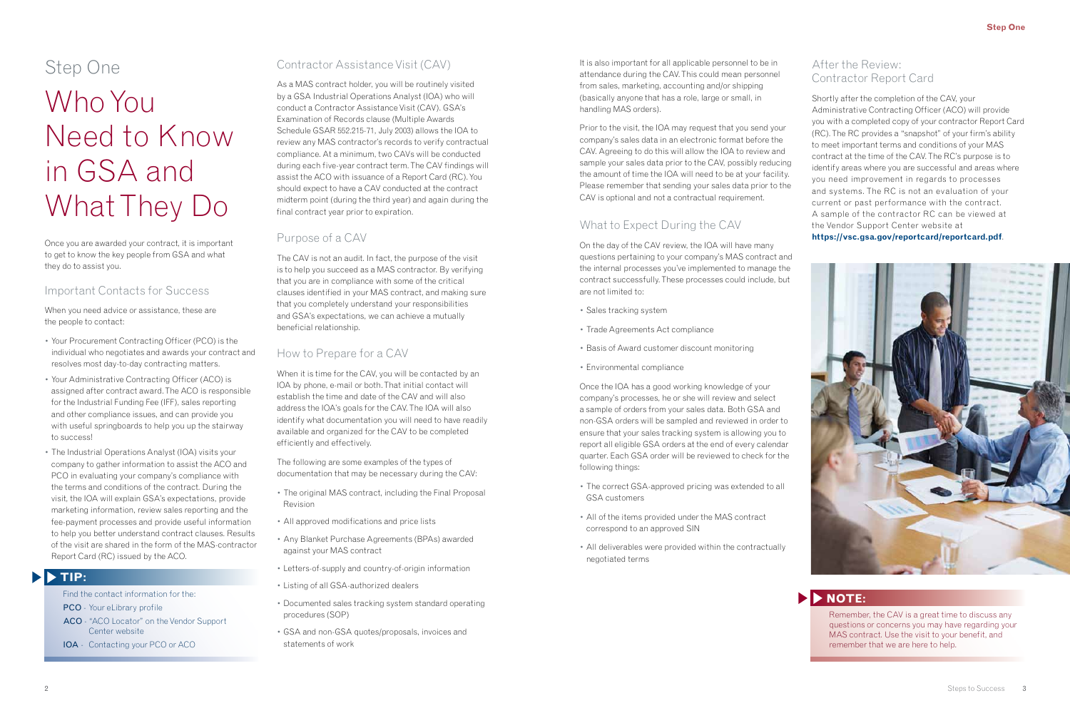## Step One

# Who You Need to Know in GSA and What They Do

Once you are awarded your contract, it is important to get to know the key people from GSA and what they do to assist you.

### Important Contacts for Success

When you need advice or assistance, these are the people to contact:

- Your Procurement Contracting Officer (PCO) is the individual who negotiates and awards your contract and resolves most day-to-day contracting matters.
- Your Administrative Contracting Officer (ACO) is assigned after contract award. The ACO is responsible for the Industrial Funding Fee (IFF), sales reporting and other compliance issues, and can provide you with useful springboards to help you up the stairway to success!
- The Industrial Operations Analyst (IOA) visits your company to gather information to assist the ACO and PCO in evaluating your company's compliance with the terms and conditions of the contract. During the visit, the IOA will explain GSA's expectations, provide marketing information, review sales reporting and the fee-payment processes and provide useful information to help you better understand contract clauses. Results of the visit are shared in the form of the MAS-contractor Report Card (RC) issued by the ACO.

**TIP:**

Find the contact information for the:

**PCO** - Your eLibrary profile

**ACO** - "ACO Locator" on the Vendor Support Center website

**IOA** - Contacting your PCO or ACO

### Contractor Assistance Visit (CAV)

As a MAS contract holder, you will be routinely visited by a GSA Industrial Operations Analyst (IOA) who will conduct a Contractor Assistance Visit (CAV). GSA's Examination of Records clause (Multiple Awards Schedule GSAR 552.215-71, July 2003) allows the IOA to review any MAS contractor's records to verify contractual compliance. At a minimum, two CAVs will be conducted during each five-year contract term. The CAV findings will assist the ACO with issuance of a Report Card (RC). You should expect to have a CAV conducted at the contract midterm point (during the third year) and again during the final contract year prior to expiration.

### Purpose of a CAV

The CAV is not an audit. In fact, the purpose of the visit is to help you succeed as a MAS contractor. By verifying that you are in compliance with some of the critical clauses identified in your MAS contract, and making sure that you completely understand your responsibilities and GSA's expectations, we can achieve a mutually beneficial relationship.

### How to Prepare for a CAV

When it is time for the CAV, you will be contacted by an IOA by phone, e-mail or both. That initial contact will establish the time and date of the CAV and will also address the IOA's goals for the CAV. The IOA will also identify what documentation you will need to have readily available and organized for the CAV to be completed efficiently and effectively.

The following are some examples of the types of documentation that may be necessary during the CAV:

- The original MAS contract, including the Final Proposal Revision
- All approved modifications and price lists
- Any Blanket Purchase Agreements (BPAs) awarded against your MAS contract
- Letters-of-supply and country-of-origin information
- Listing of all GSA-authorized dealers
- Documented sales tracking system standard operating procedures (SOP)
- GSA and non-GSA quotes/proposals, invoices and statements of work

It is also important for all applicable personnel to be in attendance during the CAV. This could mean personnel from sales, marketing, accounting and/or shipping (basically anyone that has a role, large or small, in handling MAS orders).

Prior to the visit, the IOA may request that you send your company's sales data in an electronic format before the CAV. Agreeing to do this will allow the IOA to review and sample your sales data prior to the CAV, possibly reducing the amount of time the IOA will need to be at your facility. Please remember that sending your sales data prior to the CAV is optional and not a contractual requirement.

### What to Expect During the CAV

On the day of the CAV review, the IOA will have many questions pertaining to your company's MAS contract and the internal processes you've implemented to manage the contract successfully. These processes could include, but are not limited to:

- Sales tracking system
- Trade Agreements Act compliance
- Basis of Award customer discount monitoring
- Environmental compliance

Once the IOA has a good working knowledge of your company's processes, he or she will review and select a sample of orders from your sales data. Both GSA and non-GSA orders will be sampled and reviewed in order to ensure that your sales tracking system is allowing you to report all eligible GSA orders at the end of every calendar quarter. Each GSA order will be reviewed to check for the following things:

- The correct GSA-approved pricing was extended to all GSA customers
- All of the items provided under the MAS contract correspond to an approved SIN
- All deliverables were provided within the contractually negotiated terms

### After the Review: Contractor Report Card

Shortly after the completion of the CAV, your Administrative Contracting Officer (ACO) will provide you with a completed copy of your contractor Report Card (RC). The RC provides a "snapshot" of your firm's ability to meet important terms and conditions of your MAS contract at the time of the CAV. The RC's purpose is to identify areas where you are successful and areas where you need improvement in regards to processes and systems. The RC is not an evaluation of your current or past performance with the contract. A sample of the contractor RC can be viewed at the Vendor Support Center website at **https://vsc.gsa.gov/reportcard/reportcard.pdf**.

**NOTE:**

Remember, the CAV is a great time to discuss any questions or concerns you may have regarding your MAS contract. Use the visit to your benefit, and remember that we are here to help.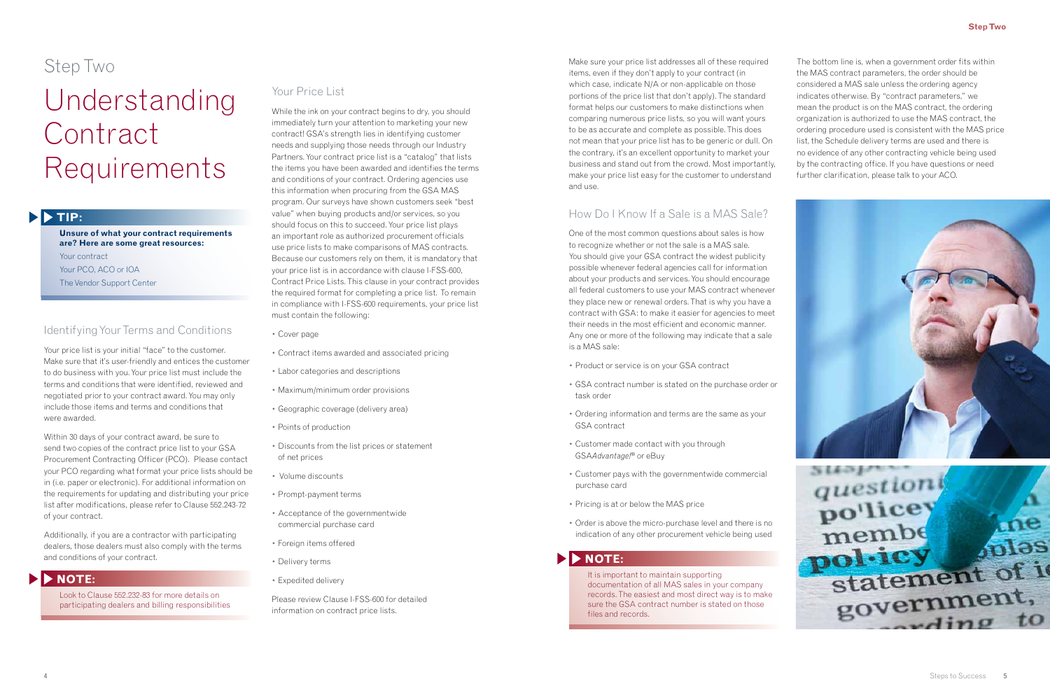# Step Two

# Understanding Contract Requirements

**TIP:**

**Unsure of what your contract requirements are? Here are some great resources:**

Your contract

Your PCO, ACO or IOA

The Vendor Support Center

## Identifying Your Terms and Conditions

Your price list is your initial "face" to the customer. Make sure that it's user-friendly and entices the customer to do business with you. Your price list must include the terms and conditions that were identified, reviewed and negotiated prior to your contract award. You may only include those items and terms and conditions that were awarded.

Within 30 days of your contract award, be sure to send two copies of the contract price list to your GSA Procurement Contracting Officer (PCO). Please contact your PCO regarding what format your price lists should be in (i.e. paper or electronic). For additional information on the requirements for updating and distributing your price list after modifications, please refer to Clause 552.243-72 of your contract.

Additionally, if you are a contractor with participating dealers, those dealers must also comply with the terms and conditions of your contract.

**NOTE:**

Look to Clause 552.232-83 for more details on participating dealers and billing responsibilities

## Your Price List

While the ink on your contract begins to dry, you should immediately turn your attention to marketing your new contract! GSA's strength lies in identifying customer needs and supplying those needs through our Industry Partners. Your contract price list is a "catalog" that lists the items you have been awarded and identifies the terms and conditions of your contract. Ordering agencies use this information when procuring from the GSA MAS program. Our surveys have shown customers seek "best value" when buying products and/or services, so you should focus on this to succeed. Your price list plays an important role as authorized procurement officials use price lists to make comparisons of MAS contracts. Because our customers rely on them, it is mandatory that your price list is in accordance with clause I-FSS-600, Contract Price Lists. This clause in your contract provides the required format for completing a price list. To remain in compliance with I-FSS-600 requirements, your price list must contain the following:

- Cover page
- Contract items awarded and associated pricing
- Labor categories and descriptions
- Maximum/minimum order provisions
- Geographic coverage (delivery area)
- Points of production
- Discounts from the list prices or statement of net prices
- Volume discounts
- Prompt-payment terms
- Acceptance of the governmentwide commercial purchase card
- Foreign items offered
- Delivery terms
- Expedited delivery

Please review Clause I-FSS-600 for detailed information on contract price lists.

Make sure your price list addresses all of these required items, even if they don't apply to your contract (in which case, indicate N/A or non-applicable on those portions of the price list that don't apply). The standard format helps our customers to make distinctions when comparing numerous price lists, so you will want yours to be as accurate and complete as possible. This does not mean that your price list has to be generic or dull. On the contrary, it's an excellent opportunity to market your business and stand out from the crowd. Most importantly, make your price list easy for the customer to understand and use.

## How Do I Know If a Sale is a MAS Sale?

One of the most common questions about sales is how to recognize whether or not the sale is a MAS sale. You should give your GSA contract the widest publicity possible whenever federal agencies call for information about your products and services. You should encourage all federal customers to use your MAS contract whenever they place new or renewal orders. That is why you have a contract with GSA: to make it easier for agencies to meet their needs in the most efficient and economic manner. Any one or more of the following may indicate that a sale is a MAS sale:

- Product or service is on your GSA contract
- GSA contract number is stated on the purchase order or task order
- Ordering information and terms are the same as your GSA contract
- Customer made contact with you through GSA*Advantage!*® or eBuy
- Customer pays with the governmentwide commercial purchase card
- Pricing is at or below the MAS price
- Order is above the micro-purchase level and there is no indication of any other procurement vehicle being used

**NOTE:**

It is important to maintain supporting documentation of all MAS sales in your company records. The easiest and most direct way is to make sure the GSA contract number is stated on those files and records.

The bottom line is, when a government order fits within the MAS contract parameters, the order should be considered a MAS sale unless the ordering agency indicates otherwise. By "contract parameters," we mean the product is on the MAS contract, the ordering organization is authorized to use the MAS contract, the ordering procedure used is consistent with the MAS price list, the Schedule delivery terms are used and there is no evidence of any other contracting vehicle being used by the contracting office. If you have questions or need further clarification, please talk to your ACO.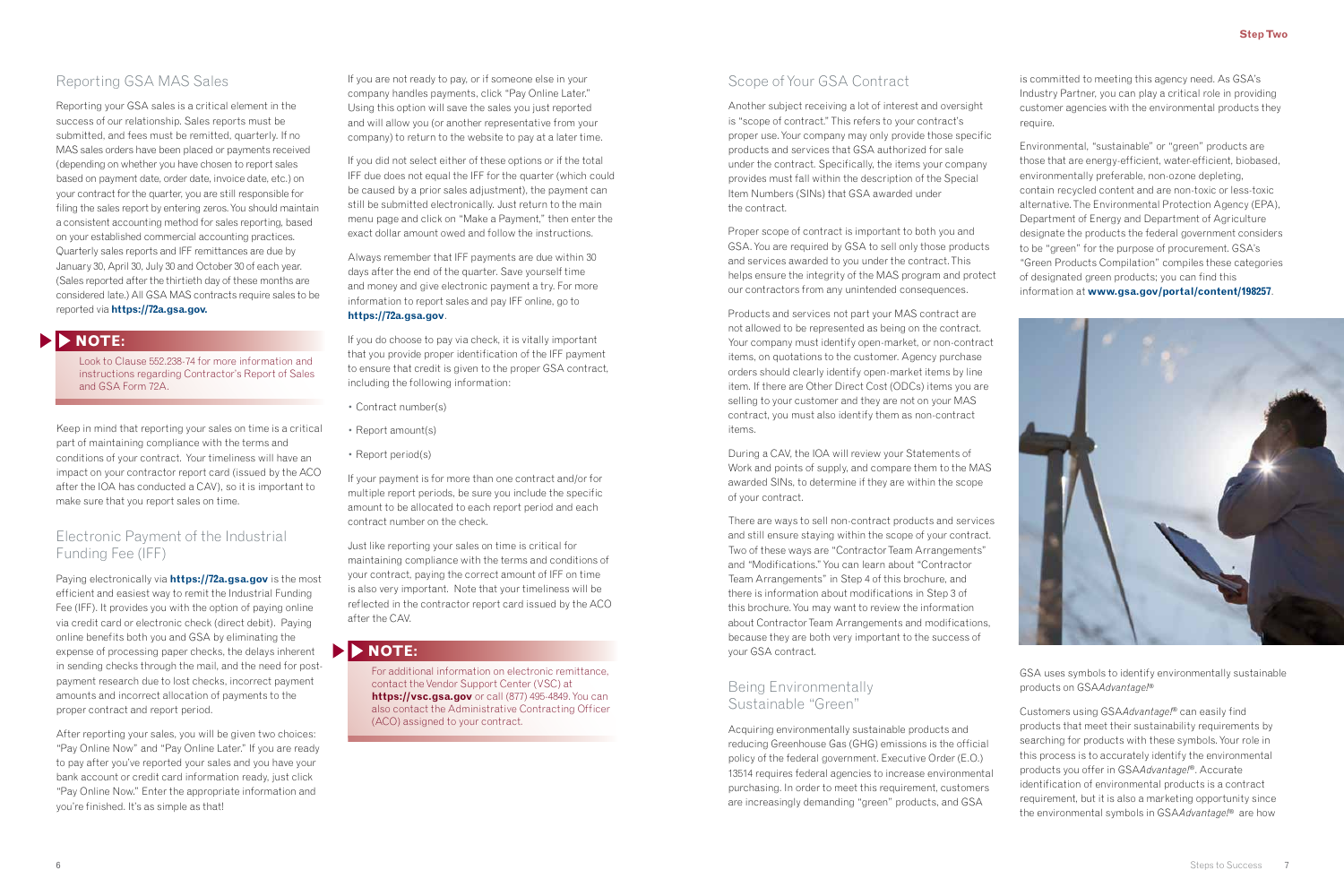## Reporting GSA MAS Sales

Reporting your GSA sales is a critical element in the success of our relationship. Sales reports must be submitted, and fees must be remitted, quarterly. If no MAS sales orders have been placed or payments received (depending on whether you have chosen to report sales based on payment date, order date, invoice date, etc.) on your contract for the quarter, you are still responsible for filing the sales report by entering zeros. You should maintain a consistent accounting method for sales reporting, based on your established commercial accounting practices. Quarterly sales reports and IFF remittances are due by January 30, April 30, July 30 and October 30 of each year. (Sales reported after the thirtieth day of these months are considered late.) All GSA MAS contracts require sales to be reported via **https://72a.gsa.gov.**

> **NOTE:**
>
> Look to Clause 552.238-74 for more information and instructions regarding Contractor's Report of Sales and GSA Form 72A.

Keep in mind that reporting your sales on time is a critical part of maintaining compliance with the terms and conditions of your contract. Your timeliness will have an impact on your contractor report card (issued by the ACO after the IOA has conducted a CAV), so it is important to make sure that you report sales on time.

## Electronic Payment of the Industrial Funding Fee (IFF)

Paying electronically via **https://72a.gsa.gov** is the most efficient and easiest way to remit the Industrial Funding Fee (IFF). It provides you with the option of paying online via credit card or electronic check (direct debit). Paying online benefits both you and GSA by eliminating the expense of processing paper checks, the delays inherent in sending checks through the mail, and the need for post-payment research due to lost checks, incorrect payment amounts and incorrect allocation of payments to the proper contract and report period.

After reporting your sales, you will be given two choices: "Pay Online Now" and "Pay Online Later." If you are ready to pay after you've reported your sales and you have your bank account or credit card information ready, just click "Pay Online Now." Enter the appropriate information and you're finished. It's as simple as that!

If you are not ready to pay, or if someone else in your company handles payments, click "Pay Online Later." Using this option will save the sales you just reported and will allow you (or another representative from your company) to return to the website to pay at a later time.

If you did not select either of these options or if the total IFF due does not equal the IFF for the quarter (which could be caused by a prior sales adjustment), the payment can still be submitted electronically. Just return to the main menu page and click on "Make a Payment," then enter the exact dollar amount owed and follow the instructions.

Always remember that IFF payments are due within 30 days after the end of the quarter. Save yourself time and money and give electronic payment a try. For more information to report sales and pay IFF online, go to **https://72a.gsa.gov**.

If you do choose to pay via check, it is vitally important that you provide proper identification of the IFF payment to ensure that credit is given to the proper GSA contract, including the following information:

- Contract number(s)
- Report amount(s)
- Report period(s)

If your payment is for more than one contract and/or for multiple report periods, be sure you include the specific amount to be allocated to each report period and each contract number on the check.

Just like reporting your sales on time is critical for maintaining compliance with the terms and conditions of your contract, paying the correct amount of IFF on time is also very important. Note that your timeliness will be reflected in the contractor report card issued by the ACO after the CAV.

> **NOTE:**
>
> For additional information on electronic remittance, contact the Vendor Support Center (VSC) at **https://vsc.gsa.gov** or call (877) 495-4849. You can also contact the Administrative Contracting Officer (ACO) assigned to your contract.

## Scope of Your GSA Contract

Another subject receiving a lot of interest and oversight is "scope of contract." This refers to your contract's proper use. Your company may only provide those specific products and services that GSA authorized for sale under the contract. Specifically, the items your company provides must fall within the description of the Special Item Numbers (SINs) that GSA awarded under the contract.

Proper scope of contract is important to both you and GSA. You are required by GSA to sell only those products and services awarded to you under the contract. This helps ensure the integrity of the MAS program and protect our contractors from any unintended consequences.

Products and services not part your MAS contract are not allowed to be represented as being on the contract. Your company must identify open-market, or non-contract items, on quotations to the customer. Agency purchase orders should clearly identify open-market items by line item. If there are Other Direct Cost (ODCs) items you are selling to your customer and they are not on your MAS contract, you must also identify them as non-contract items.

During a CAV, the IOA will review your Statements of Work and points of supply, and compare them to the MAS awarded SINs, to determine if they are within the scope of your contract.

There are ways to sell non-contract products and services and still ensure staying within the scope of your contract. Two of these ways are "Contractor Team Arrangements" and "Modifications." You can learn about "Contractor Team Arrangements" in Step 4 of this brochure, and there is information about modifications in Step 3 of this brochure. You may want to review the information about Contractor Team Arrangements and modifications, because they are both very important to the success of your GSA contract.

## Being Environmentally Sustainable "Green"

Acquiring environmentally sustainable products and reducing Greenhouse Gas (GHG) emissions is the official policy of the federal government. Executive Order (E.O.) 13514 requires federal agencies to increase environmental purchasing. In order to meet this requirement, customers are increasingly demanding "green" products, and GSA is committed to meeting this agency need. As GSA's Industry Partner, you can play a critical role in providing customer agencies with the environmental products they require.

Environmental, "sustainable" or "green" products are those that are energy-efficient, water-efficient, biobased, environmentally preferable, non-ozone depleting, contain recycled content and are non-toxic or less-toxic alternative. The Environmental Protection Agency (EPA), Department of Energy and Department of Agriculture designate the products the federal government considers to be "green" for the purpose of procurement. GSA's "Green Products Compilation" compiles these categories of designated green products; you can find this information at **www.gsa.gov/portal/content/198257**.

GSA uses symbols to identify environmentally sustainable products on GSA*Advantage!*®

Customers using GSA*Advantage!*® can easily find products that meet their sustainability requirements by searching for products with these symbols. Your role in this process is to accurately identify the environmental products you offer in GSA*Advantage!*®. Accurate identification of environmental products is a contract requirement, but it is also a marketing opportunity since the environmental symbols in GSA*Advantage!*® are how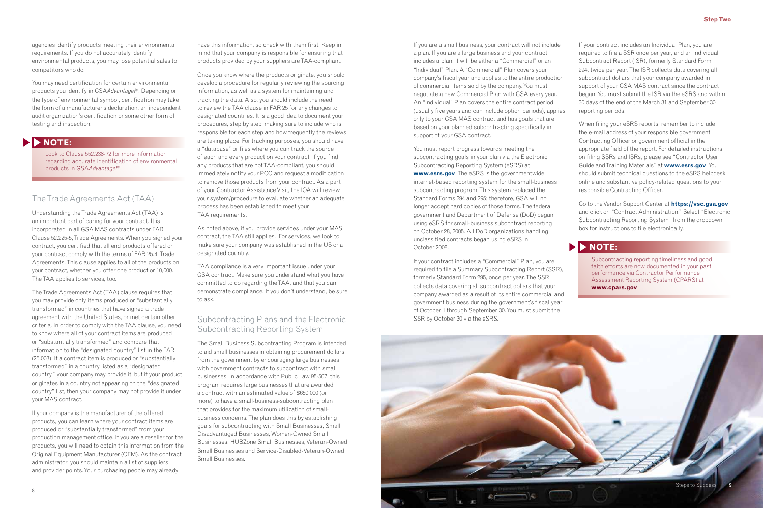agencies identify products meeting their environmental requirements. If you do not accurately identify environmental products, you may lose potential sales to competitors who do.

You may need certification for certain environmental products you identify in GSA*Advantage!*®. Depending on the type of environmental symbol, certification may take the form of a manufacturer's declaration, an independent audit organization's certification or some other form of testing and inspection.

> **NOTE:**
>
> Look to Clause 552.238-72 for more information regarding accurate identification of environmental products in GSA*Advantage!*®.

## The Trade Agreements Act (TAA)

Understanding the Trade Agreements Act (TAA) is an important part of caring for your contract. It is incorporated in all GSA MAS contracts under FAR Clause 52.225-5, Trade Agreements. When you signed your contract, you certified that all end products offered on your contract comply with the terms of FAR 25.4, Trade Agreements. This clause applies to all of the products on your contract, whether you offer one product or 10,000. The TAA applies to services, too.

The Trade Agreements Act (TAA) clause requires that you may provide only items produced or "substantially transformed" in countries that have signed a trade agreement with the United States, or met certain other criteria. In order to comply with the TAA clause, you need to know where all of your contract items are produced or "substantially transformed" and compare that information to the "designated country" list in the FAR (25.003). If a contract item is produced or "substantially transformed" in a country listed as a "designated country," your company may provide it, but if your product originates in a country not appearing on the "designated country" list, then your company may not provide it under your MAS contract.

If your company is the manufacturer of the offered products, you can learn where your contract items are produced or "substantially transformed" from your production management office. If you are a reseller for the products, you will need to obtain this information from the Original Equipment Manufacturer (OEM). As the contract administrator, you should maintain a list of suppliers and provider points. Your purchasing people may already have this information, so check with them first. Keep in mind that your company is responsible for ensuring that products provided by your suppliers are TAA-compliant.

Once you know where the products originate, you should develop a procedure for regularly reviewing the sourcing information, as well as a system for maintaining and tracking the data. Also, you should include the need to review the TAA clause in FAR 25 for any changes to designated countries. It is a good idea to document your procedures, step by step, making sure to include who is responsible for each step and how frequently the reviews are taking place. For tracking purposes, you should have a "database" or files where you can track the source of each and every product on your contract. If you find any products that are not TAA-compliant, you should immediately notify your PCO and request a modification to remove those products from your contract. As a part of your Contractor Assistance Visit, the IOA will review your system/procedure to evaluate whether an adequate process has been established to meet your TAA requirements.

As noted above, if you provide services under your MAS contract, the TAA still applies. For services, we look to make sure your company was established in the US or a designated country.

TAA compliance is a very important issue under your GSA contract. Make sure you understand what you have committed to do regarding the TAA, and that you can demonstrate compliance. If you don't understand, be sure to ask.

## Subcontracting Plans and the Electronic Subcontracting Reporting System

The Small Business Subcontracting Program is intended to aid small businesses in obtaining procurement dollars from the government by encouraging large businesses with government contracts to subcontract with small businesses. In accordance with Public Law 95-507, this program requires large businesses that are awarded a contract with an estimated value of $650,000 (or more) to have a small-business-subcontracting plan that provides for the maximum utilization of small-business concerns. The plan does this by establishing goals for subcontracting with Small Businesses, Small Disadvantaged Businesses, Women-Owned Small Businesses, HUBZone Small Businesses, Veteran-Owned Small Businesses and Service-Disabled-Veteran-Owned Small Businesses.

If you are a small business, your contract will not include a plan. If you are a large business and your contract includes a plan, it will be either a "Commercial" or an "Individual" Plan. A "Commercial" Plan covers your company's fiscal year and applies to the entire production of commercial items sold by the company. You must negotiate a new Commercial Plan with GSA every year. An "Individual" Plan covers the entire contract period (usually five years and can include option periods), applies only to your GSA MAS contract and has goals that are based on your planned subcontracting specifically in support of your GSA contract.

You must report progress towards meeting the subcontracting goals in your plan via the Electronic Subcontracting Reporting System (eSRS) at **www.esrs.gov**. The eSRS is the governmentwide, internet-based reporting system for the small-business subcontracting program. This system replaced the Standard Forms 294 and 295; therefore, GSA will no longer accept hard copies of those forms. The federal government and Department of Defense (DoD) began using eSRS for small-business subcontract reporting on October 28, 2005. All DoD organizations handling unclassified contracts began using eSRS in October 2008.

If your contract includes a "Commercial" Plan, you are required to file a Summary Subcontracting Report (SSR), formerly Standard Form 295, once per year. The SSR collects data covering all subcontract dollars that your company awarded as a result of its entire commercial and government business during the government's fiscal year of October 1 through September 30. You must submit the SSR by October 30 via the eSRS.

If your contract includes an Individual Plan, you are required to file a SSR once per year, and an Individual Subcontract Report (ISR), formerly Standard Form 294, twice per year. The ISR collects data covering all subcontract dollars that your company awarded in support of your GSA MAS contract since the contract began. You must submit the ISR via the eSRS and within 30 days of the end of the March 31 and September 30 reporting periods.

When filing your eSRS reports, remember to include the e-mail address of your responsible government Contracting Officer or government official in the appropriate field of the report. For detailed instructions on filing SSRs and ISRs, please see "Contractor User Guide and Training Materials" at **www.esrs.gov**. You should submit technical questions to the eSRS helpdesk online and substantive policy-related questions to your responsible Contracting Officer.

Go to the Vendor Support Center at **https://vsc.gsa.gov** and click on "Contract Administration." Select "Electronic Subcontracting Reporting System" from the dropdown box for instructions to file electronically.

> **NOTE:**
>
> Subcontracting reporting timeliness and good faith efforts are now documented in your past performance via Contractor Performance Assessment Reporting System (CPARS) at **www.cpars.gov**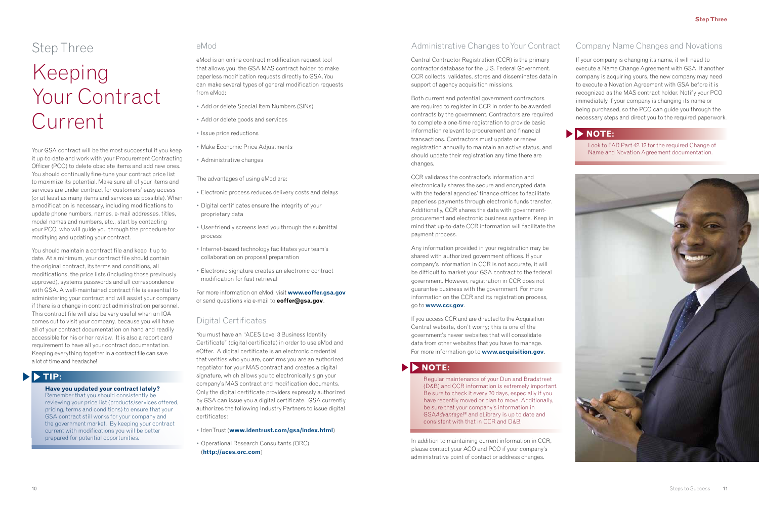# Step Three

## Keeping Your Contract Current

Your GSA contract will be the most successful if you keep it up-to-date and work with your Procurement Contracting Officer (PCO) to delete obsolete items and add new ones. You should continually fine-tune your contract price list to maximize its potential. Make sure all of your items and services are under contract for customers' easy access (or at least as many items and services as possible). When a modification is necessary, including modifications to update phone numbers, names, e-mail addresses, titles, model names and numbers, etc., start by contacting your PCO, who will guide you through the procedure for modifying and updating your contract.

You should maintain a contract file and keep it up to date. At a minimum, your contract file should contain the original contract, its terms and conditions, all modifications, the price lists (including those previously approved), systems passwords and all correspondence with GSA. A well-maintained contract file is essential to administering your contract and will assist your company if there is a change in contract administration personnel. This contract file will also be very useful when an IOA comes out to visit your company, because you will have all of your contract documentation on hand and readily accessible for his or her review. It is also a report card requirement to have all your contract documentation. Keeping everything together in a contract file can save a lot of time and headache!

**TIP:**

**Have you updated your contract lately?**
Remember that you should consistently be reviewing your price list (products/services offered, pricing, terms and conditions) to ensure that your GSA contract still works for your company and the government market. By keeping your contract current with modifications you will be better prepared for potential opportunities.

### eMod

eMod is an online contract modification request tool that allows you, the GSA MAS contract holder, to make paperless modification requests directly to GSA. You can make several types of general modification requests from eMod:

- Add or delete Special Item Numbers (SINs)
- Add or delete goods and services
- Issue price reductions
- Make Economic Price Adjustments
- Administrative changes

The advantages of using eMod are:

- Electronic process reduces delivery costs and delays
- Digital certificates ensure the integrity of your proprietary data
- User-friendly screens lead you through the submittal process
- Internet-based technology facilitates your team's collaboration on proposal preparation
- Electronic signature creates an electronic contract modification for fast retrieval

For more information on eMod, visit **www.eoffer.gsa.gov** or send questions via e-mail to **eoffer@gsa.gov**.

### Digital Certificates

You must have an "ACES Level 3 Business Identity Certificate" (digital certificate) in order to use eMod and eOffer. A digital certificate is an electronic credential that verifies who you are, confirms you are an authorized negotiator for your MAS contract and creates a digital signature, which allows you to electronically sign your company's MAS contract and modification documents. Only the digital certificate providers expressly authorized by GSA can issue you a digital certificate. GSA currently authorizes the following Industry Partners to issue digital certificates:

- IdenTrust (**www.identrust.com/gsa/index.html**)
- Operational Research Consultants (ORC) (**http://aces.orc.com**)

### Administrative Changes to Your Contract

Central Contractor Registration (CCR) is the primary contractor database for the U.S. Federal Government. CCR collects, validates, stores and disseminates data in support of agency acquisition missions.

Both current and potential government contractors are required to register in CCR in order to be awarded contracts by the government. Contractors are required to complete a one-time registration to provide basic information relevant to procurement and financial transactions. Contractors must update or renew registration annually to maintain an active status, and should update their registration any time there are changes.

CCR validates the contractor's information and electronically shares the secure and encrypted data with the federal agencies' finance offices to facilitate paperless payments through electronic funds transfer. Additionally, CCR shares the data with government-procurement and electronic business systems. Keep in mind that up-to-date CCR information will facilitate the payment process.

Any information provided in your registration may be shared with authorized government offices. If your company's information in CCR is not accurate, it will be difficult to market your GSA contract to the federal government. However, registration in CCR does not guarantee business with the government. For more information on the CCR and its registration process, go to **www.ccr.gov**.

If you access CCR and are directed to the Acquisition Central website, don't worry; this is one of the government's newer websites that will consolidate data from other websites that you have to manage. For more information go to **www.acquisition.gov**.

**NOTE:**

Regular maintenance of your Dun and Bradstreet (D&B) and CCR information is extremely important. Be sure to check it every 30 days, especially if you have recently moved or plan to move. Additionally, be sure that your company's information in GSA*Advantage!*® and eLibrary is up to date and consistent with that in CCR and D&B.

In addition to maintaining current information in CCR, please contact your ACO and PCO if your company's administrative point of contact or address changes.

### Company Name Changes and Novations

If your company is changing its name, it will need to execute a Name Change Agreement with GSA. If another company is acquiring yours, the new company may need to execute a Novation Agreement with GSA before it is recognized as the MAS contract holder. Notify your PCO immediately if your company is changing its name or being purchased, so the PCO can guide you through the necessary steps and direct you to the required paperwork.

**NOTE:**

Look to FAR Part 42.12 for the required Change of Name and Novation Agreement documentation.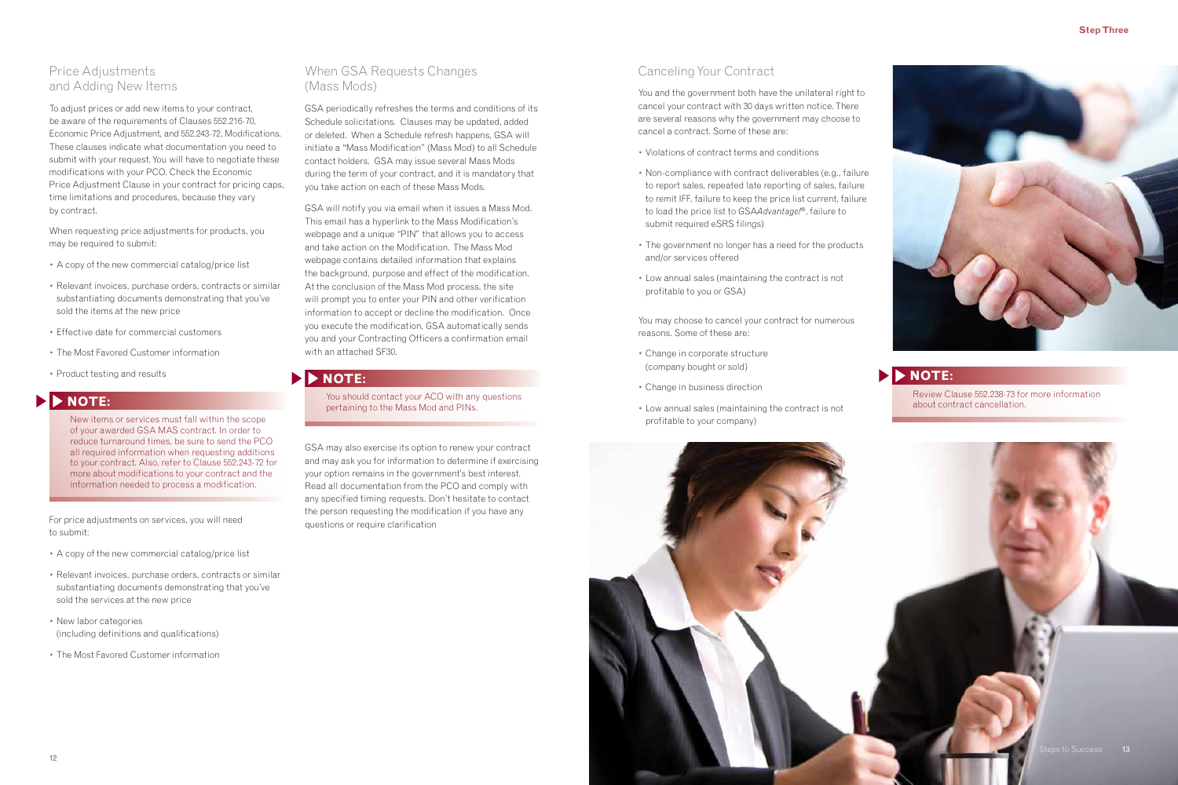## Price Adjustments and Adding New Items

To adjust prices or add new items to your contract, be aware of the requirements of Clauses 552.216-70, Economic Price Adjustment, and 552.243-72, Modifications. These clauses indicate what documentation you need to submit with your request. You will have to negotiate these modifications with your PCO. Check the Economic Price Adjustment Clause in your contract for pricing caps, time limitations and procedures, because they vary by contract.

When requesting price adjustments for products, you may be required to submit:

- A copy of the new commercial catalog/price list
- Relevant invoices, purchase orders, contracts or similar substantiating documents demonstrating that you've sold the items at the new price
- Effective date for commercial customers
- The Most Favored Customer information
- Product testing and results

> **NOTE:**
>
> New items or services must fall within the scope of your awarded GSA MAS contract. In order to reduce turnaround times, be sure to send the PCO all required information when requesting additions to your contract. Also, refer to Clause 552.243-72 for more about modifications to your contract and the information needed to process a modification.

For price adjustments on services, you will need to submit:

- A copy of the new commercial catalog/price list
- Relevant invoices, purchase orders, contracts or similar substantiating documents demonstrating that you've sold the services at the new price
- New labor categories (including definitions and qualifications)
- The Most Favored Customer information

## When GSA Requests Changes (Mass Mods)

GSA periodically refreshes the terms and conditions of its Schedule solicitations. Clauses may be updated, added or deleted. When a Schedule refresh happens, GSA will initiate a "Mass Modification" (Mass Mod) to all Schedule contact holders. GSA may issue several Mass Mods during the term of your contract, and it is mandatory that you take action on each of these Mass Mods.

GSA will notify you via email when it issues a Mass Mod. This email has a hyperlink to the Mass Modification's webpage and a unique "PIN" that allows you to access and take action on the Modification. The Mass Mod webpage contains detailed information that explains the background, purpose and effect of the modification. At the conclusion of the Mass Mod process, the site will prompt you to enter your PIN and other verification information to accept or decline the modification. Once you execute the modification, GSA automatically sends you and your Contracting Officers a confirmation email with an attached SF30.

> **NOTE:**
>
> You should contact your ACO with any questions pertaining to the Mass Mod and PINs.

GSA may also exercise its option to renew your contract and may ask you for information to determine if exercising your option remains in the government's best interest. Read all documentation from the PCO and comply with any specified timing requests. Don't hesitate to contact the person requesting the modification if you have any questions or require clarification

## Canceling Your Contract

You and the government both have the unilateral right to cancel your contract with 30 days written notice. There are several reasons why the government may choose to cancel a contract. Some of these are:

- Violations of contract terms and conditions
- Non-compliance with contract deliverables (e.g., failure to report sales, repeated late reporting of sales, failure to remit IFF, failure to keep the price list current, failure to load the price list to GSA*Advantage!*®, failure to submit required eSRS filings)
- The government no longer has a need for the products and/or services offered
- Low annual sales (maintaining the contract is not profitable to you or GSA)

You may choose to cancel your contract for numerous reasons. Some of these are:

- Change in corporate structure (company bought or sold)
- Change in business direction
- Low annual sales (maintaining the contract is not profitable to your company)

> **NOTE:**
>
> Review Clause 552.238-73 for more information about contract cancellation.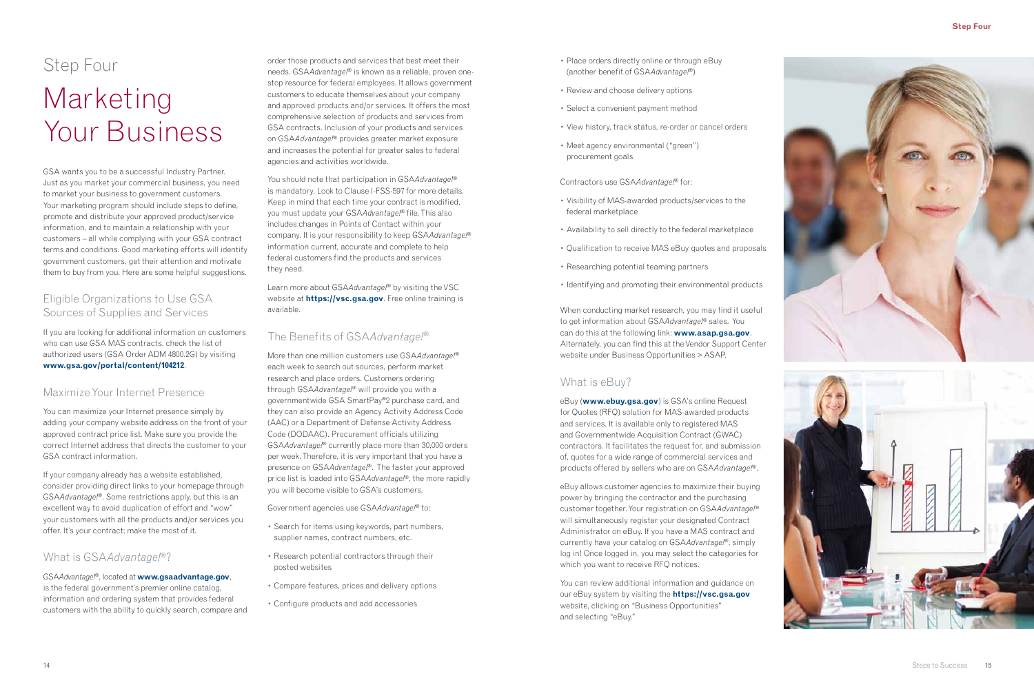# Step Four

# Marketing Your Business

GSA wants you to be a successful Industry Partner. Just as you market your commercial business, you need to market your business to government customers. Your marketing program should include steps to define, promote and distribute your approved product/service information, and to maintain a relationship with your customers – all while complying with your GSA contract terms and conditions. Good marketing efforts will identify government customers, get their attention and motivate them to buy from you. Here are some helpful suggestions.

## Eligible Organizations to Use GSA Sources of Supplies and Services

If you are looking for additional information on customers who can use GSA MAS contracts, check the list of authorized users (GSA Order ADM 4800.2G) by visiting **www.gsa.gov/portal/content/104212**.

## Maximize Your Internet Presence

You can maximize your Internet presence simply by adding your company website address on the front of your approved contract price list. Make sure you provide the correct Internet address that directs the customer to your GSA contract information.

If your company already has a website established, consider providing direct links to your homepage through GSA*Advantage!*®. Some restrictions apply, but this is an excellent way to avoid duplication of effort and "wow" your customers with all the products and/or services you offer. It's your contract; make the most of it.

## What is GSA*Advantage!*®?

GSA*Advantage!*®, located at **www.gsaadvantage.gov**, is the federal government's premier online catalog, information and ordering system that provides federal customers with the ability to quickly search, compare and order those products and services that best meet their needs. GSA*Advantage!*® is known as a reliable, proven one-stop resource for federal employees. It allows government customers to educate themselves about your company and approved products and/or services. It offers the most comprehensive selection of products and services from GSA contracts. Inclusion of your products and services on GSA*Advantage!*® provides greater market exposure and increases the potential for greater sales to federal agencies and activities worldwide.

You should note that participation in GSA*Advantage!*® is mandatory. Look to Clause I-FSS-597 for more details. Keep in mind that each time your contract is modified, you must update your GSA*Advantage!*® file. This also includes changes in Points of Contact within your company. It is your responsibility to keep GSA*Advantage!*® information current, accurate and complete to help federal customers find the products and services they need.

Learn more about GSA*Advantage!*® by visiting the VSC website at **https://vsc.gsa.gov**. Free online training is available.

## The Benefits of GSA*Advantage!*®

More than one million customers use GSA*Advantage!*® each week to search out sources, perform market research and place orders. Customers ordering through GSA*Advantage!*® will provide you with a governmentwide GSA SmartPay®2 purchase card, and they can also provide an Agency Activity Address Code (AAC) or a Department of Defense Activity Address Code (DODAAC). Procurement officials utilizing GSA*Advantage!*® currently place more than 30,000 orders per week. Therefore, it is very important that you have a presence on GSA*Advantage!*®. The faster your approved price list is loaded into GSA*Advantage!*®, the more rapidly you will become visible to GSA's customers.

Government agencies use GSA*Advantage!*® to:

- Search for items using keywords, part numbers, supplier names, contract numbers, etc.
- Research potential contractors through their posted websites
- Compare features, prices and delivery options
- Configure products and add accessories
- Place orders directly online or through eBuy (another benefit of GSA*Advantage!*®)
- Review and choose delivery options
- Select a convenient payment method
- View history, track status, re-order or cancel orders
- Meet agency environmental ("green") procurement goals

Contractors use GSA*Advantage!*® for:

- Visibility of MAS-awarded products/services to the federal marketplace
- Availability to sell directly to the federal marketplace
- Qualification to receive MAS eBuy quotes and proposals
- Researching potential teaming partners
- Identifying and promoting their environmental products

When conducting market research, you may find it useful to get information about GSA*Advantage!*® sales. You can do this at the following link: **www.asap.gsa.gov**. Alternately, you can find this at the Vendor Support Center website under Business Opportunities > ASAP.

## What is eBuy?

eBuy (**www.ebuy.gsa.gov**) is GSA's online Request for Quotes (RFQ) solution for MAS-awarded products and services. It is available only to registered MAS and Governmentwide Acquisition Contract (GWAC) contractors. It facilitates the request for, and submission of, quotes for a wide range of commercial services and products offered by sellers who are on GSA*Advantage!*®.

eBuy allows customer agencies to maximize their buying power by bringing the contractor and the purchasing customer together. Your registration on GSA*Advantage!*® will simultaneously register your designated Contract Administrator on eBuy. If you have a MAS contract and currently have your catalog on GSA*Advantage!*®, simply log in! Once logged in, you may select the categories for which you want to receive RFQ notices.

You can review additional information and guidance on our eBuy system by visiting the **https://vsc.gsa.gov** website, clicking on "Business Opportunities" and selecting "eBuy."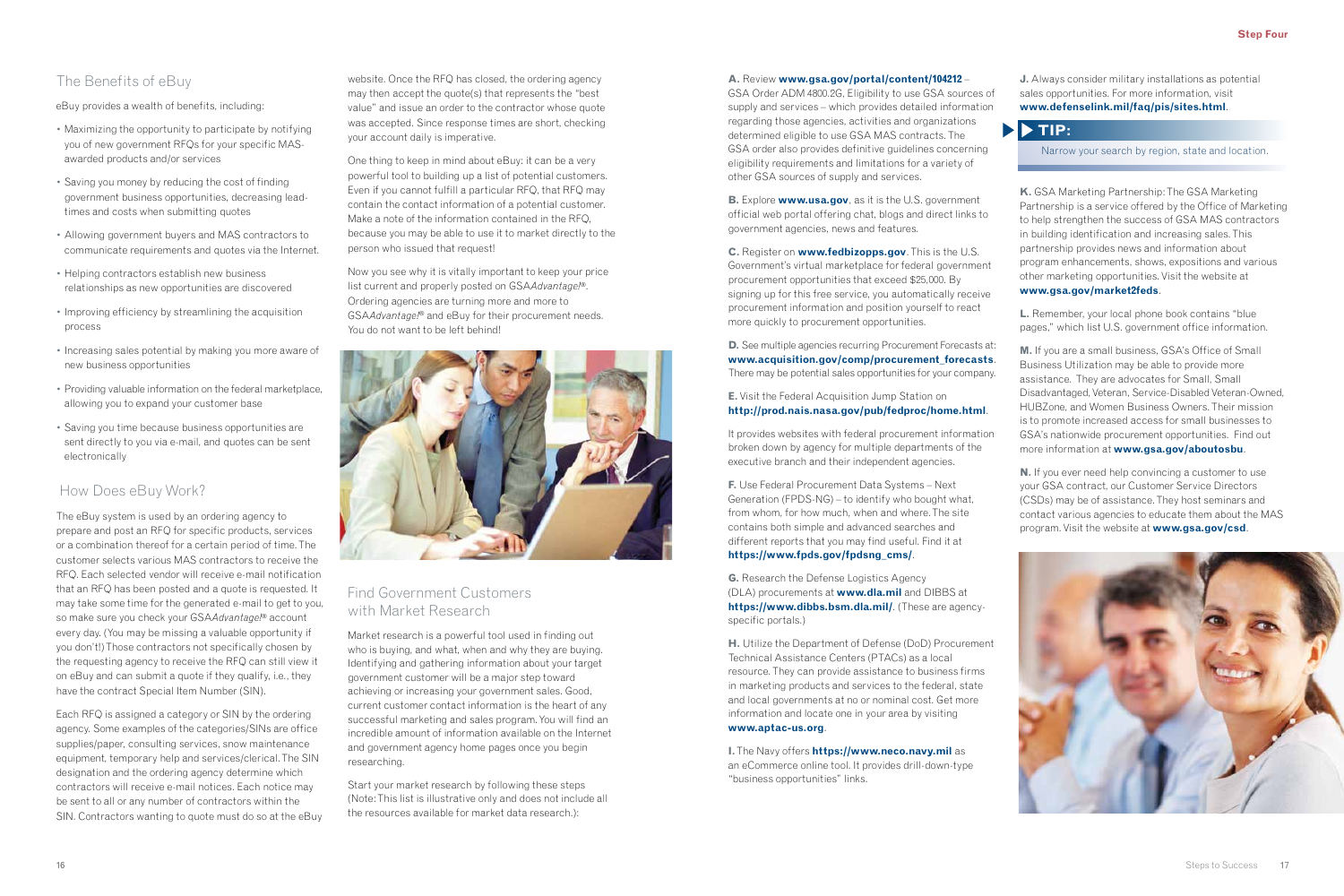## The Benefits of eBuy

eBuy provides a wealth of benefits, including:

- Maximizing the opportunity to participate by notifying you of new government RFQs for your specific MAS-awarded products and/or services
- Saving you money by reducing the cost of finding government business opportunities, decreasing lead-times and costs when submitting quotes
- Allowing government buyers and MAS contractors to communicate requirements and quotes via the Internet.
- Helping contractors establish new business relationships as new opportunities are discovered
- Improving efficiency by streamlining the acquisition process
- Increasing sales potential by making you more aware of new business opportunities
- Providing valuable information on the federal marketplace, allowing you to expand your customer base
- Saving you time because business opportunities are sent directly to you via e-mail, and quotes can be sent electronically

## How Does eBuy Work?

The eBuy system is used by an ordering agency to prepare and post an RFQ for specific products, services or a combination thereof for a certain period of time. The customer selects various MAS contractors to receive the RFQ. Each selected vendor will receive e-mail notification that an RFQ has been posted and a quote is requested. It may take some time for the generated e-mail to get to you, so make sure you check your GSA*Advantage!*® account every day. (You may be missing a valuable opportunity if you don't!) Those contractors not specifically chosen by the requesting agency to receive the RFQ can still view it on eBuy and can submit a quote if they qualify, i.e., they have the contract Special Item Number (SIN).

Each RFQ is assigned a category or SIN by the ordering agency. Some examples of the categories/SINs are office supplies/paper, consulting services, snow maintenance equipment, temporary help and services/clerical. The SIN designation and the ordering agency determine which contractors will receive e-mail notices. Each notice may be sent to all or any number of contractors within the SIN. Contractors wanting to quote must do so at the eBuy website. Once the RFQ has closed, the ordering agency may then accept the quote(s) that represents the "best value" and issue an order to the contractor whose quote was accepted. Since response times are short, checking your account daily is imperative.

One thing to keep in mind about eBuy: it can be a very powerful tool to building up a list of potential customers. Even if you cannot fulfill a particular RFQ, that RFQ may contain the contact information of a potential customer. Make a note of the information contained in the RFQ, because you may be able to use it to market directly to the person who issued that request!

Now you see why it is vitally important to keep your price list current and properly posted on GSA*Advantage!*®. Ordering agencies are turning more and more to GSA*Advantage!*® and eBuy for their procurement needs. You do not want to be left behind!

## Find Government Customers with Market Research

Market research is a powerful tool used in finding out who is buying, and what, when and why they are buying. Identifying and gathering information about your target government customer will be a major step toward achieving or increasing your government sales. Good, current customer contact information is the heart of any successful marketing and sales program. You will find an incredible amount of information available on the Internet and government agency home pages once you begin researching.

Start your market research by following these steps (Note: This list is illustrative only and does not include all the resources available for market data research.):

**A.** Review **www.gsa.gov/portal/content/104212** – GSA Order ADM 4800.2G, Eligibility to use GSA sources of supply and services – which provides detailed information regarding those agencies, activities and organizations determined eligible to use GSA MAS contracts. The GSA order also provides definitive guidelines concerning eligibility requirements and limitations for a variety of other GSA sources of supply and services.

**B.** Explore **www.usa.gov**, as it is the U.S. government official web portal offering chat, blogs and direct links to government agencies, news and features.

**C.** Register on **www.fedbizopps.gov**. This is the U.S. Government's virtual marketplace for federal government procurement opportunities that exceed $25,000. By signing up for this free service, you automatically receive procurement information and position yourself to react more quickly to procurement opportunities.

**D.** See multiple agencies recurring Procurement Forecasts at: **www.acquisition.gov/comp/procurement_forecasts**. There may be potential sales opportunities for your company.

**E.** Visit the Federal Acquisition Jump Station on **http://prod.nais.nasa.gov/pub/fedproc/home.html**.

It provides websites with federal procurement information broken down by agency for multiple departments of the executive branch and their independent agencies.

**F.** Use Federal Procurement Data Systems – Next Generation (FPDS-NG) – to identify who bought what, from whom, for how much, when and where. The site contains both simple and advanced searches and different reports that you may find useful. Find it at **https://www.fpds.gov/fpdsng_cms/**.

**G.** Research the Defense Logistics Agency (DLA) procurements at **www.dla.mil** and DIBBS at **https://www.dibbs.bsm.dla.mil/**. (These are agency-specific portals.)

**H.** Utilize the Department of Defense (DoD) Procurement Technical Assistance Centers (PTACs) as a local resource. They can provide assistance to business firms in marketing products and services to the federal, state and local governments at no or nominal cost. Get more information and locate one in your area by visiting **www.aptac-us.org**.

**I.** The Navy offers **https://www.neco.navy.mil** as an eCommerce online tool. It provides drill-down-type "business opportunities" links.

**J.** Always consider military installations as potential sales opportunities. For more information, visit **www.defenselink.mil/faq/pis/sites.html**.

**TIP:**

Narrow your search by region, state and location.

**K.** GSA Marketing Partnership: The GSA Marketing Partnership is a service offered by the Office of Marketing to help strengthen the success of GSA MAS contractors in building identification and increasing sales. This partnership provides news and information about program enhancements, shows, expositions and various other marketing opportunities. Visit the website at **www.gsa.gov/market2feds**.

**L.** Remember, your local phone book contains "blue pages," which list U.S. government office information.

**M.** If you are a small business, GSA's Office of Small Business Utilization may be able to provide more assistance. They are advocates for Small, Small Disadvantaged, Veteran, Service-Disabled Veteran-Owned, HUBZone, and Women Business Owners. Their mission is to promote increased access for small businesses to GSA's nationwide procurement opportunities. Find out more information at **www.gsa.gov/aboutosbu**.

**N.** If you ever need help convincing a customer to use your GSA contract, our Customer Service Directors (CSDs) may be of assistance. They host seminars and contact various agencies to educate them about the MAS program. Visit the website at **www.gsa.gov/csd**.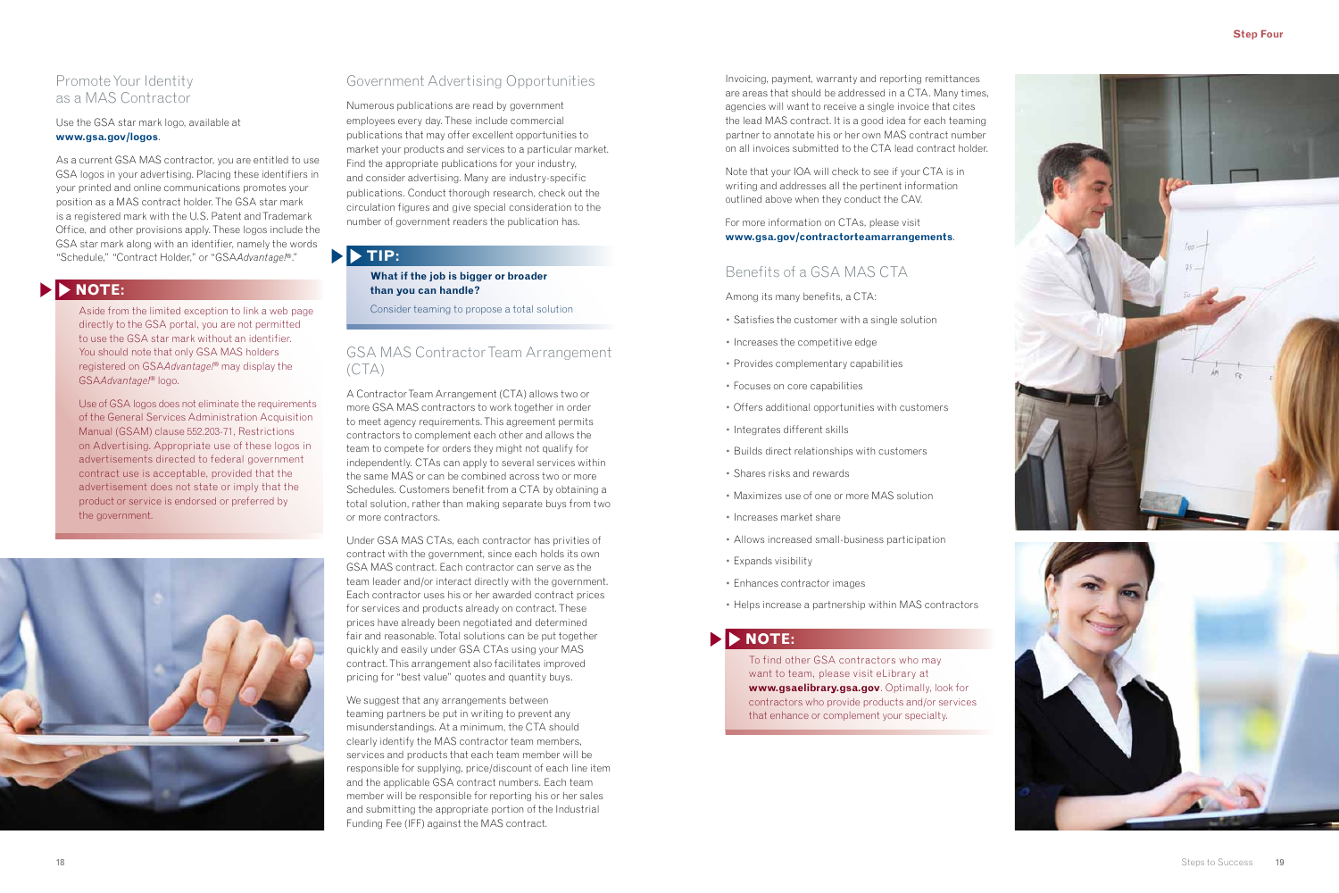## Promote Your Identity as a MAS Contractor

Use the GSA star mark logo, available at **www.gsa.gov/logos**.

As a current GSA MAS contractor, you are entitled to use GSA logos in your advertising. Placing these identifiers in your printed and online communications promotes your position as a MAS contract holder. The GSA star mark is a registered mark with the U.S. Patent and Trademark Office, and other provisions apply. These logos include the GSA star mark along with an identifier, namely the words "Schedule," "Contract Holder," or "GSA*Advantage!*®."

### NOTE:

Aside from the limited exception to link a web page directly to the GSA portal, you are not permitted to use the GSA star mark without an identifier. You should note that only GSA MAS holders registered on GSA*Advantage!*® may display the GSA*Advantage!*® logo.

Use of GSA logos does not eliminate the requirements of the General Services Administration Acquisition Manual (GSAM) clause 552.203-71, Restrictions on Advertising. Appropriate use of these logos in advertisements directed to federal government contract use is acceptable, provided that the advertisement does not state or imply that the product or service is endorsed or preferred by the government.

## Government Advertising Opportunities

Numerous publications are read by government employees every day. These include commercial publications that may offer excellent opportunities to market your products and services to a particular market. Find the appropriate publications for your industry, and consider advertising. Many are industry-specific publications. Conduct thorough research, check out the circulation figures and give special consideration to the number of government readers the publication has.

### TIP:

**What if the job is bigger or broader than you can handle?**

Consider teaming to propose a total solution

## GSA MAS Contractor Team Arrangement (CTA)

A Contractor Team Arrangement (CTA) allows two or more GSA MAS contractors to work together in order to meet agency requirements. This agreement permits contractors to complement each other and allows the team to compete for orders they might not qualify for independently. CTAs can apply to several services within the same MAS or can be combined across two or more Schedules. Customers benefit from a CTA by obtaining a total solution, rather than making separate buys from two or more contractors.

Under GSA MAS CTAs, each contractor has privities of contract with the government, since each holds its own GSA MAS contract. Each contractor can serve as the team leader and/or interact directly with the government. Each contractor uses his or her awarded contract prices for services and products already on contract. These prices have already been negotiated and determined fair and reasonable. Total solutions can be put together quickly and easily under GSA CTAs using your MAS contract. This arrangement also facilitates improved pricing for "best value" quotes and quantity buys.

We suggest that any arrangements between teaming partners be put in writing to prevent any misunderstandings. At a minimum, the CTA should clearly identify the MAS contractor team members, services and products that each team member will be responsible for supplying, price/discount of each line item and the applicable GSA contract numbers. Each team member will be responsible for reporting his or her sales and submitting the appropriate portion of the Industrial Funding Fee (IFF) against the MAS contract.

Invoicing, payment, warranty and reporting remittances are areas that should be addressed in a CTA. Many times, agencies will want to receive a single invoice that cites the lead MAS contract. It is a good idea for each teaming partner to annotate his or her own MAS contract number on all invoices submitted to the CTA lead contract holder.

Note that your IOA will check to see if your CTA is in writing and addresses all the pertinent information outlined above when they conduct the CAV.

For more information on CTAs, please visit **www.gsa.gov/contractorteamarrangements**.

## Benefits of a GSA MAS CTA

Among its many benefits, a CTA:

- Satisfies the customer with a single solution
- Increases the competitive edge
- Provides complementary capabilities
- Focuses on core capabilities
- Offers additional opportunities with customers
- Integrates different skills
- Builds direct relationships with customers
- Shares risks and rewards
- Maximizes use of one or more MAS solution
- Increases market share
- Allows increased small-business participation
- Expands visibility
- Enhances contractor images
- Helps increase a partnership within MAS contractors

### NOTE:

To find other GSA contractors who may want to team, please visit eLibrary at **www.gsaelibrary.gsa.gov**. Optimally, look for contractors who provide products and/or services that enhance or complement your specialty.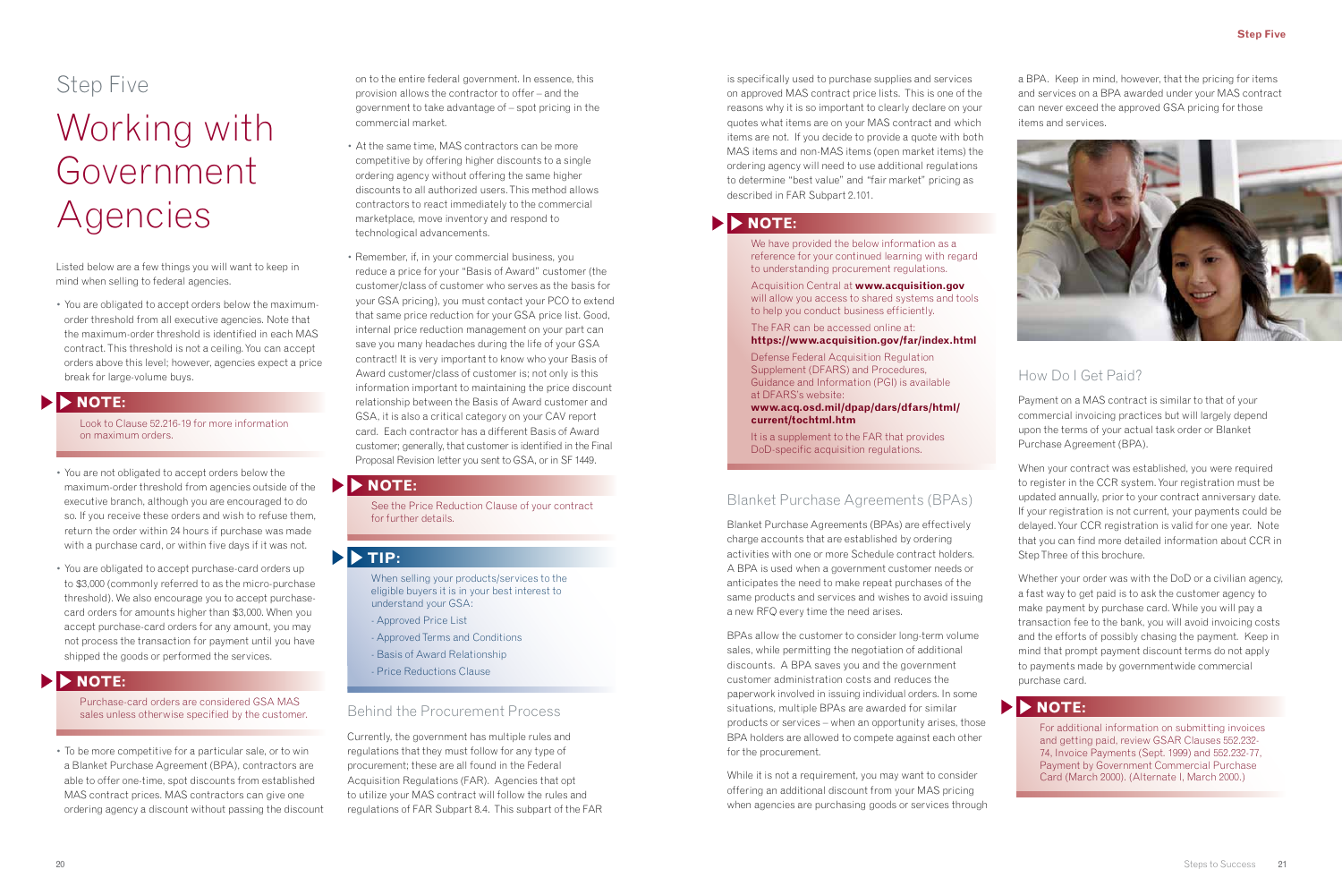Step Five

# Working with Government Agencies

Listed below are a few things you will want to keep in mind when selling to federal agencies.

- You are obligated to accept orders below the maximum-order threshold from all executive agencies. Note that the maximum-order threshold is identified in each MAS contract. This threshold is not a ceiling. You can accept orders above this level; however, agencies expect a price break for large-volume buys.

**NOTE:**

Look to Clause 52.216-19 for more information on maximum orders.

- You are not obligated to accept orders below the maximum-order threshold from agencies outside of the executive branch, although you are encouraged to do so. If you receive these orders and wish to refuse them, return the order within 24 hours if purchase was made with a purchase card, or within five days if it was not.

- You are obligated to accept purchase-card orders up to $3,000 (commonly referred to as the micro-purchase threshold). We also encourage you to accept purchase-card orders for amounts higher than $3,000. When you accept purchase-card orders for any amount, you may not process the transaction for payment until you have shipped the goods or performed the services.

**NOTE:**

Purchase-card orders are considered GSA MAS sales unless otherwise specified by the customer.

- To be more competitive for a particular sale, or to win a Blanket Purchase Agreement (BPA), contractors are able to offer one-time, spot discounts from established MAS contract prices. MAS contractors can give one ordering agency a discount without passing the discount on to the entire federal government. In essence, this provision allows the contractor to offer – and the government to take advantage of – spot pricing in the commercial market.

- At the same time, MAS contractors can be more competitive by offering higher discounts to a single ordering agency without offering the same higher discounts to all authorized users. This method allows contractors to react immediately to the commercial marketplace, move inventory and respond to technological advancements.

- Remember, if, in your commercial business, you reduce a price for your "Basis of Award" customer (the customer/class of customer who serves as the basis for your GSA pricing), you must contact your PCO to extend that same price reduction for your GSA price list. Good, internal price reduction management on your part can save you many headaches during the life of your GSA contract! It is very important to know who your Basis of Award customer/class of customer is; not only is this information important to maintaining the price discount relationship between the Basis of Award customer and GSA, it is also a critical category on your CAV report card. Each contractor has a different Basis of Award customer; generally, that customer is identified in the Final Proposal Revision letter you sent to GSA, or in SF 1449.

**NOTE:**

See the Price Reduction Clause of your contract for further details.

**TIP:**

When selling your products/services to the eligible buyers it is in your best interest to understand your GSA:

- Approved Price List
- Approved Terms and Conditions
- Basis of Award Relationship
- Price Reductions Clause

## Behind the Procurement Process

Currently, the government has multiple rules and regulations that they must follow for any type of procurement; these are all found in the Federal Acquisition Regulations (FAR). Agencies that opt to utilize your MAS contract will follow the rules and regulations of FAR Subpart 8.4. This subpart of the FAR is specifically used to purchase supplies and services on approved MAS contract price lists. This is one of the reasons why it is so important to clearly declare on your quotes what items are on your MAS contract and which items are not. If you decide to provide a quote with both MAS items and non-MAS items (open market items) the ordering agency will need to use additional regulations to determine "best value" and "fair market" pricing as described in FAR Subpart 2.101.

**NOTE:**

We have provided the below information as a reference for your continued learning with regard to understanding procurement regulations.

Acquisition Central at **www.acquisition.gov** will allow you access to shared systems and tools to help you conduct business efficiently.

The FAR can be accessed online at: **https://www.acquisition.gov/far/index.html**

Defense Federal Acquisition Regulation Supplement (DFARS) and Procedures, Guidance and Information (PGI) is available at DFARS's website: **www.acq.osd.mil/dpap/dars/dfars/html/current/tochtml.htm**

It is a supplement to the FAR that provides DoD-specific acquisition regulations.

## Blanket Purchase Agreements (BPAs)

Blanket Purchase Agreements (BPAs) are effectively charge accounts that are established by ordering activities with one or more Schedule contract holders. A BPA is used when a government customer needs or anticipates the need to make repeat purchases of the same products and services and wishes to avoid issuing a new RFQ every time the need arises.

BPAs allow the customer to conduct long-term volume sales, while permitting the negotiation of additional discounts. A BPA saves you and the government customer administration costs and reduces the paperwork involved in issuing individual orders. In some situations, multiple BPAs are awarded for similar products or services – when an opportunity arises, those BPA holders are allowed to compete against each other for the procurement.

While it is not a requirement, you may want to consider offering an additional discount from your MAS pricing when agencies are purchasing goods or services through a BPA. Keep in mind, however, that the pricing for items and services on a BPA awarded under your MAS contract can never exceed the approved GSA pricing for those items and services.

## How Do I Get Paid?

Payment on a MAS contract is similar to that of your commercial invoicing practices but will largely depend upon the terms of your actual task order or Blanket Purchase Agreement (BPA).

When your contract was established, you were required to register in the CCR system. Your registration must be updated annually, prior to your contract anniversary date. If your registration is not current, your payments could be delayed. Your CCR registration is valid for one year. Note that you can find more detailed information about CCR in Step Three of this brochure.

Whether your order was with the DoD or a civilian agency, a fast way to get paid is to ask the customer agency to make payment by purchase card. While you will pay a transaction fee to the bank, you will avoid invoicing costs and the efforts of possibly chasing the payment. Keep in mind that prompt payment discount terms do not apply to payments made by governmentwide commercial purchase card.

**NOTE:**

For additional information on submitting invoices and getting paid, review GSAR Clauses 552.232-74, Invoice Payments (Sept. 1999) and 552.232-77, Payment by Government Commercial Purchase Card (March 2000). (Alternate I, March 2000.)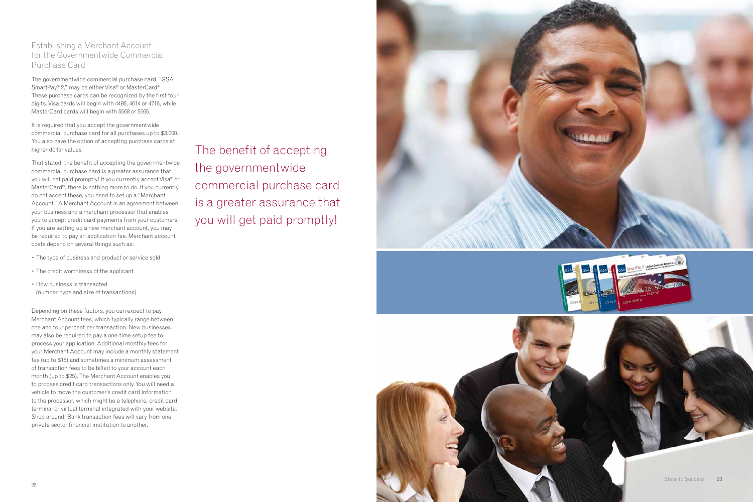## Establishing a Merchant Account for the Governmentwide Commercial Purchase Card

The governmentwide commercial purchase card, "GSA SmartPay® 2," may be either Visa® or MasterCard®. These purchase cards can be recognized by the first four digits. Visa cards will begin with 4486, 4614 or 4716, while MasterCard cards will begin with 5568 or 5565.

It is required that you accept the governmentwide commercial purchase card for all purchases up to $3,000. You also have the option of accepting purchase cards at higher dollar values.

That stated, the benefit of accepting the governmentwide commercial purchase card is a greater assurance that you will get paid promptly! If you currently accept Visa® or MasterCard®, there is nothing more to do. If you currently do not accept these, you need to set up a "Merchant Account." A Merchant Account is an agreement between your business and a merchant processor that enables you to accept credit card payments from your customers. If you are setting up a new merchant account, you may be required to pay an application fee. Merchant account costs depend on several things such as:

- The type of business and product or service sold
- The credit worthiness of the applicant
- How business is transacted (number, type and size of transactions)

Depending on these factors, you can expect to pay Merchant Account fees, which typically range between one and four percent per transaction. New businesses may also be required to pay a one-time setup fee to process your application. Additional monthly fees for your Merchant Account may include a monthly statement fee (up to $15) and sometimes a minimum assessment of transaction fees to be billed to your account each month (up to $25). The Merchant Account enables you to process credit card transactions only. You will need a vehicle to move the customer's credit card information to the processor, which might be a telephone, credit card terminal or virtual terminal integrated with your website. Shop around! Bank transaction fees will vary from one private sector financial institution to another.

The benefit of accepting the governmentwide commercial purchase card is a greater assurance that you will get paid promptly!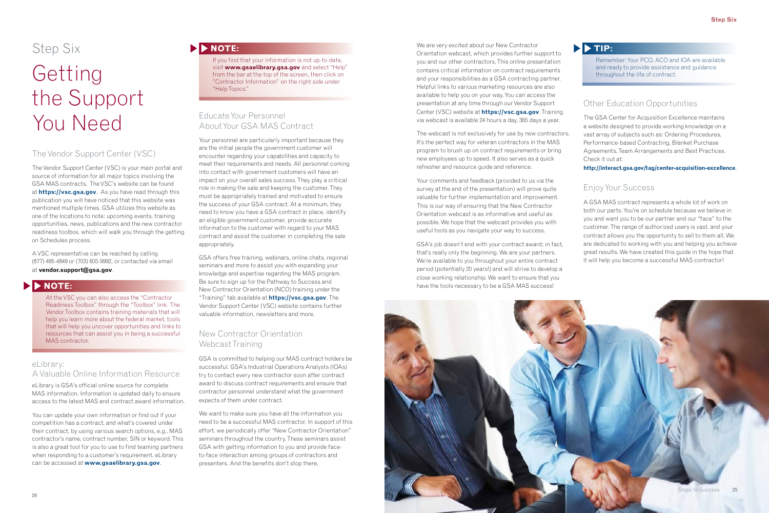# Step Six

# Getting the Support You Need

## The Vendor Support Center (VSC)

The Vendor Support Center (VSC) is your main portal and source of information for all major topics involving the GSA MAS contracts. The VSC's website can be found at **https://vsc.gsa.gov**. As you have read through this publication you will have noticed that this website was mentioned multiple times. GSA utilizes this website as one of the locations to note: upcoming events, training opportunities, news, publications and the new contractor readiness toolbox, which will walk you through the getting on Schedules process.

A VSC representative can be reached by calling (877) 495-4849 or (703) 605-9992, or contacted via email at **vendor.support@gsa.gov**.

> **NOTE:**
>
> At the VSC you can also access the "Contractor Readiness Toolbox" through the "Toolbox" link. The Vendor Toolbox contains training materials that will help you learn more about the federal market, tools that will help you uncover opportunities and links to resources that can assist you in being a successful MAS contractor.

## eLibrary: A Valuable Online Information Resource

eLibrary is GSA's official online source for complete MAS information. Information is updated daily to ensure access to the latest MAS and contract award information.

You can update your own information or find out if your competition has a contract, and what's covered under their contract, by using various search options, e.g., MAS contractor's name, contract number, SIN or keyword. This is also a great tool for you to use to find teaming partners when responding to a customer's requirement. eLibrary can be accessed at **www.gsaelibrary.gsa.gov**.

> **NOTE:**
>
> If you find that your information is not up-to-date, visit **www.gsaelibrary.gsa.gov** and select "Help" from the bar at the top of the screen, then click on "Contractor Information" on the right side under "Help Topics."

## Educate Your Personnel About Your GSA MAS Contract

Your personnel are particularly important because they are the initial people the government customer will encounter regarding your capabilities and capacity to meet their requirements and needs. All personnel coming into contact with government customers will have an impact on your overall sales success. They play a critical role in making the sale and keeping the customer. They must be appropriately trained and motivated to ensure the success of your GSA contract. At a minimum, they need to know you have a GSA contract in place, identify an eligible government customer, provide accurate information to the customer with regard to your MAS contract and assist the customer in completing the sale appropriately.

GSA offers free training, webinars, online chats, regional seminars and more to assist you with expanding your knowledge and expertise regarding the MAS program. Be sure to sign up for the Pathway to Success and New Contractor Orientation (NCO) training under the "Training" tab available at **https://vsc.gsa.gov**. The Vendor Support Center (VSC) website contains further valuable information, newsletters and more.

## New Contractor Orientation Webcast Training

GSA is committed to helping our MAS contract holders be successful. GSA's Industrial Operations Analysts (IOAs) try to contact every new contractor soon after contract award to discuss contract requirements and ensure that contractor personnel understand what the government expects of them under contract.

We want to make sure you have all the information you need to be a successful MAS contractor. In support of this effort, we periodically offer "New Contractor Orientation" seminars throughout the country. These seminars assist GSA with getting information to you and provide face-to-face interaction among groups of contractors and presenters. And the benefits don't stop there.

We are very excited about our New Contractor Orientation webcast, which provides further support to you and our other contractors. This online presentation contains critical information on contract requirements and your responsibilities as a GSA contracting partner. Helpful links to various marketing resources are also available to help you on your way. You can access the presentation at any time through our Vendor Support Center (VSC) website at **https://vsc.gsa.gov**. Training via webcast is available 24 hours a day, 365 days a year.

The webcast is not exclusively for use by new contractors. It's the perfect way for veteran contractors in the MAS program to brush up on contract requirements or bring new employees up to speed. It also serves as a quick refresher and resource guide and reference.

Your comments and feedback (provided to us via the survey at the end of the presentation) will prove quite valuable for further implementation and improvement. This is our way of ensuring that the New Contractor Orientation webcast is as informative and useful as possible. We hope that the webcast provides you with useful tools as you navigate your way to success.

GSA's job doesn't end with your contract award; in fact, that's really only the beginning. We are your partners. We're available to you throughout your entire contract period (potentially 20 years!) and will strive to develop a close working relationship. We want to ensure that you have the tools necessary to be a GSA MAS success!

> **TIP:**
>
> Remember: Your PCO, ACO and IOA are available and ready to provide assistance and guidance throughout the life of contract.

## Other Education Opportunities

The GSA Center for Acquisition Excellence maintains a website designed to provide working knowledge on a vast array of subjects such as: Ordering Procedures, Performance-based Contracting, Blanket Purchase Agreements, Team Arrangements and Best Practices. Check it out at:

**http://interact.gsa.gov/tag/center-acquisition-excellence**.

## Enjoy Your Success

A GSA MAS contract represents a whole lot of work on both our parts. You're on schedule because we believe in you and want you to be our partner and our "face" to the customer. The range of authorized users is vast, and your contract allows you the opportunity to sell to them all. We are dedicated to working with you and helping you achieve great results. We have created this guide in the hope that it will help you become a successful MAS contractor!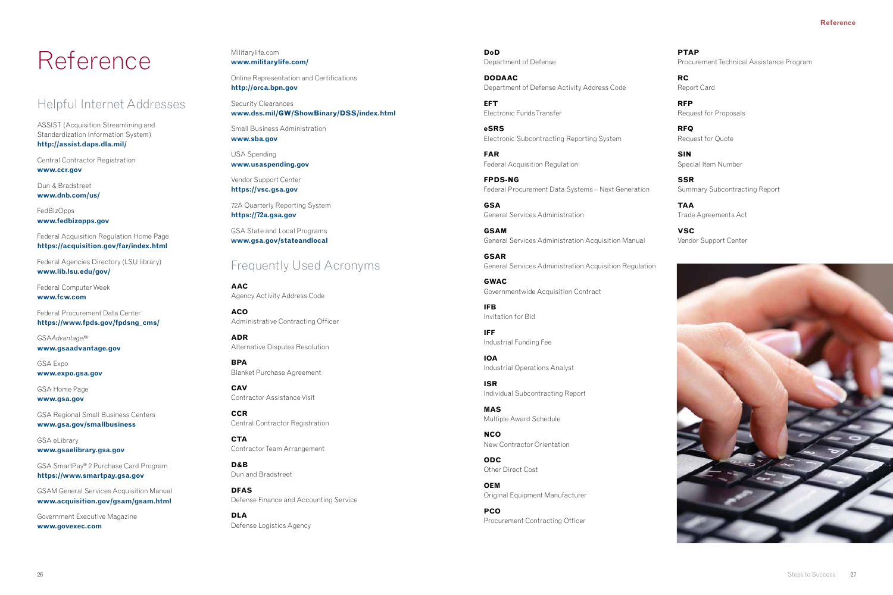# Reference

## Helpful Internet Addresses

ASSIST (Acquisition Streamlining and Standardization Information System)
**http://assist.daps.dla.mil/**

Central Contractor Registration
**www.ccr.gov**

Dun & Bradstreet
**www.dnb.com/us/**

FedBizOpps
**www.fedbizopps.gov**

Federal Acquisition Regulation Home Page
**https://acquisition.gov/far/index.html**

Federal Agencies Directory (LSU library)
**www.lib.lsu.edu/gov/**

Federal Computer Week
**www.fcw.com**

Federal Procurement Data Center
**https://www.fpds.gov/fpdsng_cms/**

GSA*Advantage!*®
**www.gsaadvantage.gov**

GSA Expo
**www.expo.gsa.gov**

GSA Home Page
**www.gsa.gov**

GSA Regional Small Business Centers
**www.gsa.gov/smallbusiness**

GSA eLibrary
**www.gsaelibrary.gsa.gov**

GSA SmartPay® 2 Purchase Card Program
**https://www.smartpay.gsa.gov**

GSAM General Services Acquisition Manual
**www.acquisition.gov/gsam/gsam.html**

Government Executive Magazine
**www.govexec.com**

Militarylife.com
**www.militarylife.com/**

Online Representation and Certifications
**http://orca.bpn.gov**

Security Clearances
**www.dss.mil/GW/ShowBinary/DSS/index.html**

Small Business Administration
**www.sba.gov**

USA Spending
**www.usaspending.gov**

Vendor Support Center
**https://vsc.gsa.gov**

72A Quarterly Reporting System
**https://72a.gsa.gov**

GSA State and Local Programs
**www.gsa.gov/stateandlocal**

## Frequently Used Acronyms

**AAC**
Agency Activity Address Code

**ACO**
Administrative Contracting Officer

**ADR**
Alternative Disputes Resolution

**BPA**
Blanket Purchase Agreement

**CAV**
Contractor Assistance Visit

**CCR**
Central Contractor Registration

**CTA**
Contractor Team Arrangement

**D&B**
Dun and Bradstreet

**DFAS**
Defense Finance and Accounting Service

**DLA**
Defense Logistics Agency

**DoD**
Department of Defense

**DODAAC**
Department of Defense Activity Address Code

**EFT**
Electronic Funds Transfer

**eSRS**
Electronic Subcontracting Reporting System

**FAR**
Federal Acquisition Regulation

**FPDS-NG**
Federal Procurement Data Systems – Next Generation

**GSA**
General Services Administration

**GSAM**
General Services Administration Acquisition Manual

**GSAR**
General Services Administration Acquisition Regulation

**GWAC**
Governmentwide Acquisition Contract

**IFB**
Invitation for Bid

**IFF**
Industrial Funding Fee

**IOA**
Industrial Operations Analyst

**ISR**
Individual Subcontracting Report

**MAS**
Multiple Award Schedule

**NCO**
New Contractor Orientation

**ODC**
Other Direct Cost

**OEM**
Original Equipment Manufacturer

**PCO**
Procurement Contracting Officer

**PTAP**
Procurement Technical Assistance Program

**RC**
Report Card

**RFP**
Request for Proposals

**RFQ**
Request for Quote

**SIN**
Special Item Number

**SSR**
Summary Subcontracting Report

**TAA**
Trade Agreements Act

**VSC**
Vendor Support Center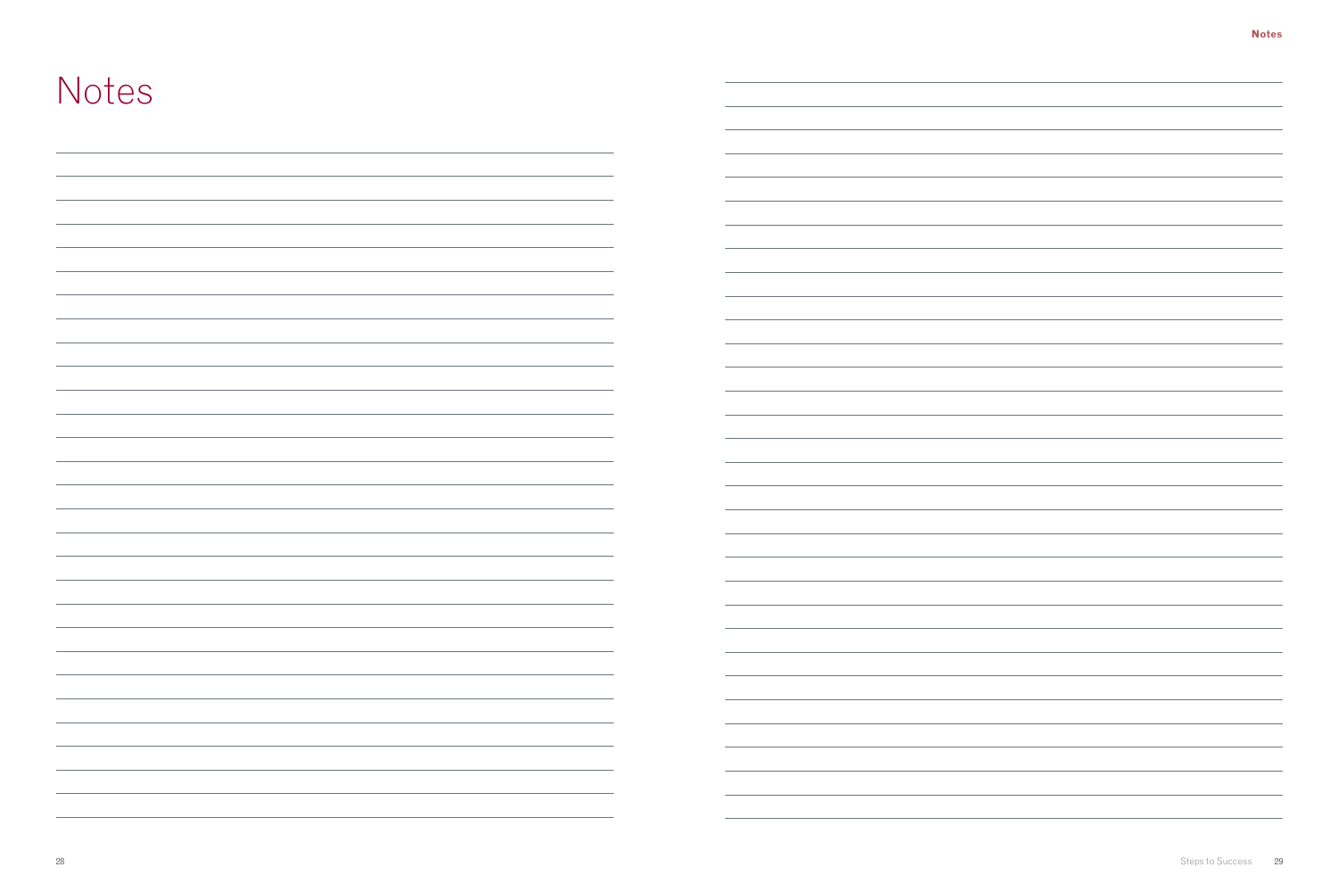# Notes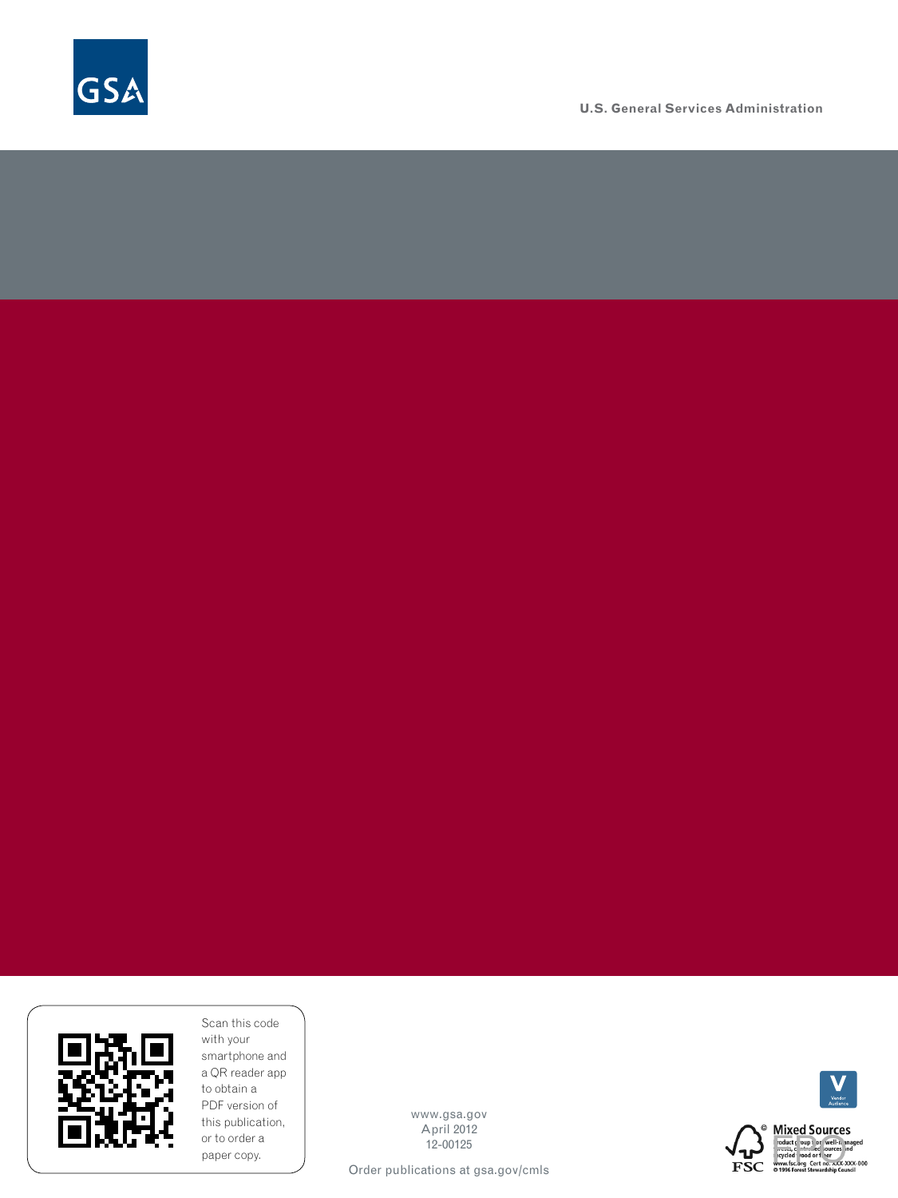GSA

U.S. General Services Administration

Scan this code with your smartphone and a QR reader app to obtain a PDF version of this publication, or to order a paper copy.

www.gsa.gov
April 2012
12-00125

Order publications at gsa.gov/cmls

V
Vendor Audience

Mixed Sources
Product group from well-managed forests, controlled sources and recycled wood or fiber
www.fsc.org Cert no. XXX-XXX-000
© 1996 Forest Stewardship Council
FSC